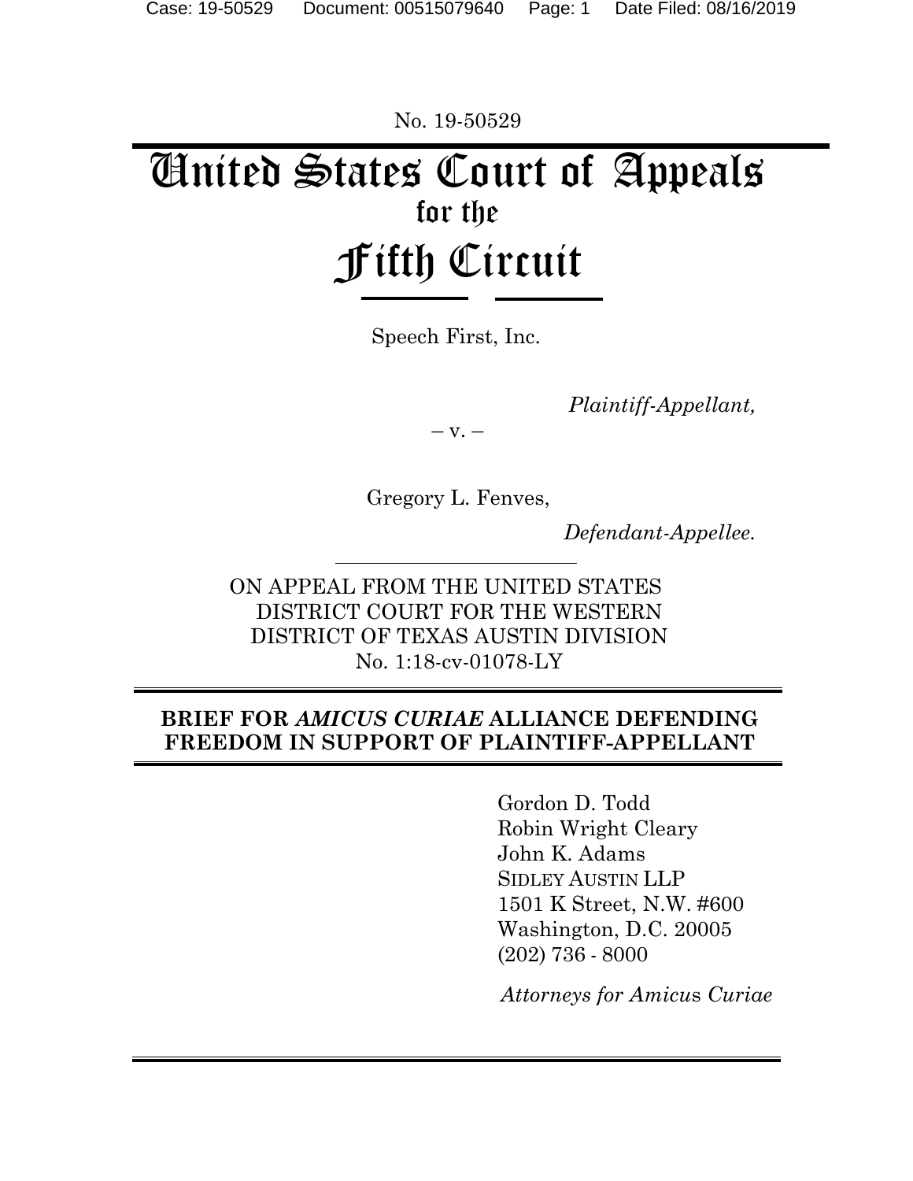No. 19-50529

# United States Court of Appeals
## for the
# Fifth Circuit

Speech First, Inc.

*Plaintiff-Appellant,*

– v. –

Gregory L. Fenves,

*Defendant-Appellee.*

ON APPEAL FROM THE UNITED STATES DISTRICT COURT FOR THE WESTERN DISTRICT OF TEXAS AUSTIN DIVISION
No. 1:18-cv-01078-LY

**BRIEF FOR *AMICUS CURIAE* ALLIANCE DEFENDING FREEDOM IN SUPPORT OF PLAINTIFF-APPELLANT**

Gordon D. Todd
Robin Wright Cleary
John K. Adams
SIDLEY AUSTIN LLP
1501 K Street, N.W. #600
Washington, D.C. 20005
(202) 736 - 8000

*Attorneys for Amicus Curiae*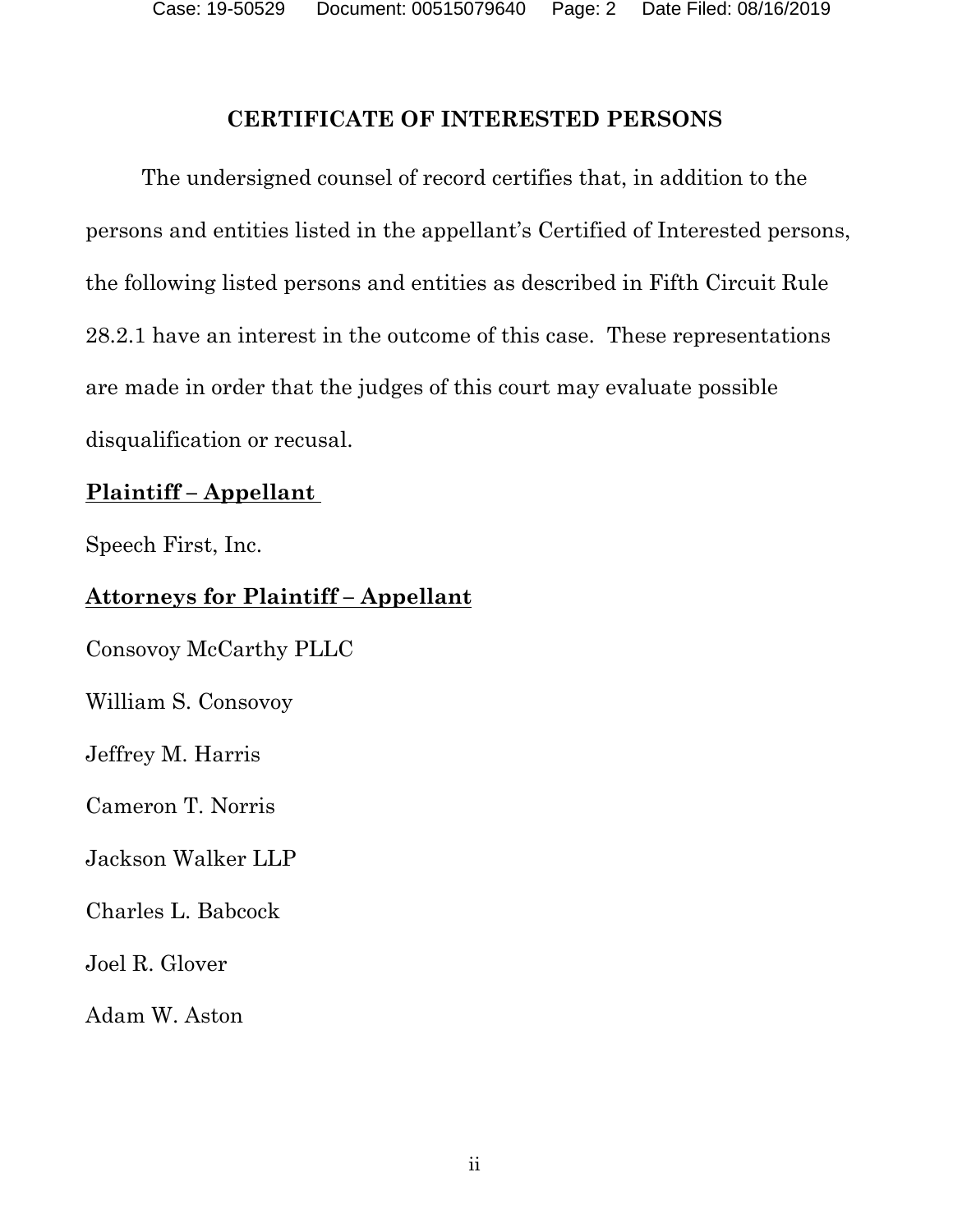## CERTIFICATE OF INTERESTED PERSONS

The undersigned counsel of record certifies that, in addition to the persons and entities listed in the appellant's Certified of Interested persons, the following listed persons and entities as described in Fifth Circuit Rule 28.2.1 have an interest in the outcome of this case. These representations are made in order that the judges of this court may evaluate possible disqualification or recusal.

**Plaintiff – Appellant**

Speech First, Inc.

**Attorneys for Plaintiff – Appellant**

Consovoy McCarthy PLLC

William S. Consovoy

Jeffrey M. Harris

Cameron T. Norris

Jackson Walker LLP

Charles L. Babcock

Joel R. Glover

Adam W. Aston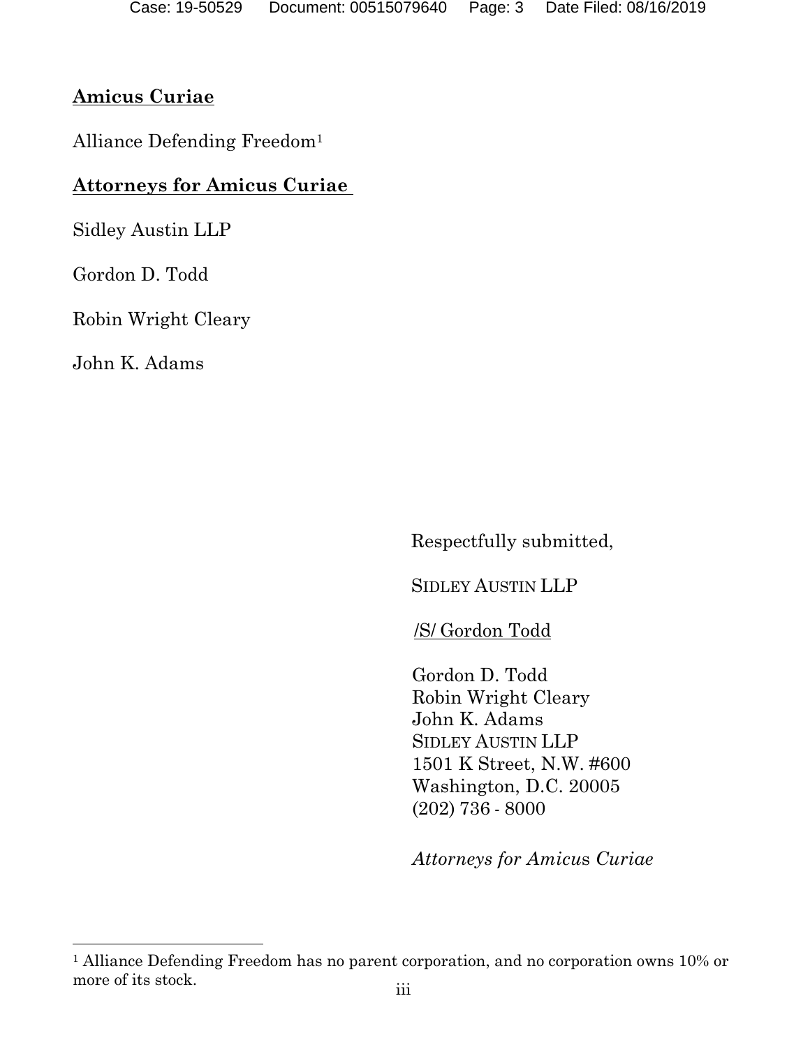**Amicus Curiae**

Alliance Defending Freedom[1]

**Attorneys for Amicus Curiae**

Sidley Austin LLP

Gordon D. Todd

Robin Wright Cleary

John K. Adams

Respectfully submitted,

SIDLEY AUSTIN LLP

/S/ Gordon Todd

Gordon D. Todd
Robin Wright Cleary
John K. Adams
SIDLEY AUSTIN LLP
1501 K Street, N.W. #600
Washington, D.C. 20005
(202) 736 - 8000

*Attorneys for Amicus Curiae*

[1] Alliance Defending Freedom has no parent corporation, and no corporation owns 10% or more of its stock.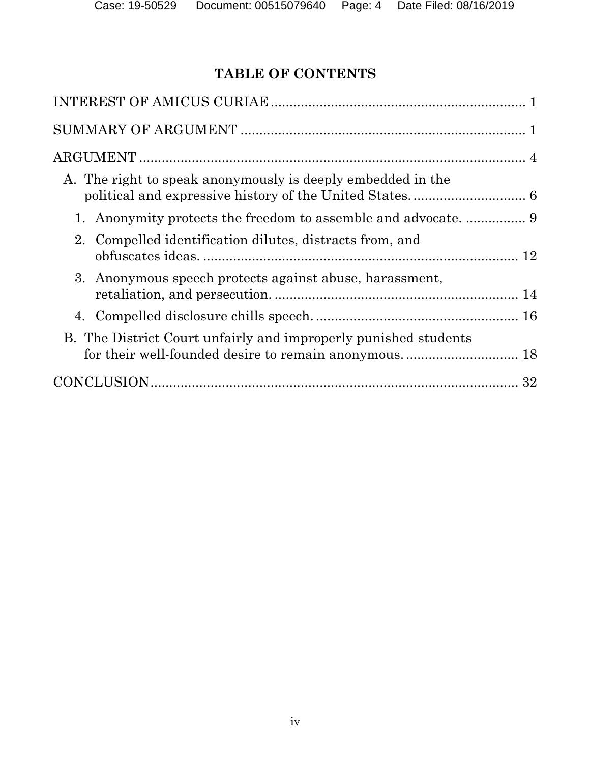## TABLE OF CONTENTS

INTEREST OF AMICUS CURIAE .................................................................. 1

SUMMARY OF ARGUMENT .......................................................................... 1

ARGUMENT ...................................................................................................... 4

- A. The right to speak anonymously is deeply embedded in the political and expressive history of the United States. .............................. 6
  1. Anonymity protects the freedom to assemble and advocate. ................ 9
  2. Compelled identification dilutes, distracts from, and obfuscates ideas. .................................................................................... 12
  3. Anonymous speech protects against abuse, harassment, retaliation, and persecution. ................................................................. 14
  4. Compelled disclosure chills speech. ...................................................... 16
- B. The District Court unfairly and improperly punished students for their well-founded desire to remain anonymous. .............................. 18

CONCLUSION ................................................................................................... 32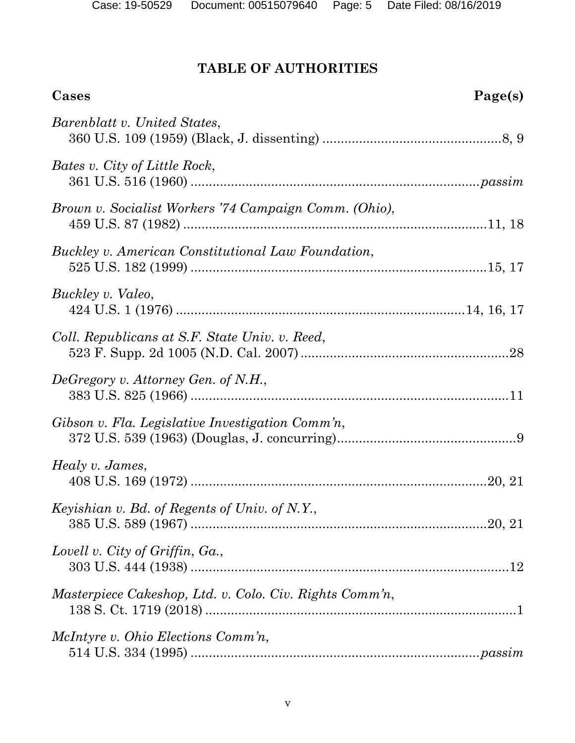# TABLE OF AUTHORITIES

| Cases | Page(s) |
|---|---|
| *Barenblatt v. United States*, 360 U.S. 109 (1959) (Black, J. dissenting) | 8, 9 |
| *Bates v. City of Little Rock*, 361 U.S. 516 (1960) | *passim* |
| *Brown v. Socialist Workers '74 Campaign Comm. (Ohio)*, 459 U.S. 87 (1982) | 11, 18 |
| *Buckley v. American Constitutional Law Foundation*, 525 U.S. 182 (1999) | 15, 17 |
| *Buckley v. Valeo*, 424 U.S. 1 (1976) | 14, 16, 17 |
| *Coll. Republicans at S.F. State Univ. v. Reed*, 523 F. Supp. 2d 1005 (N.D. Cal. 2007) | 28 |
| *DeGregory v. Attorney Gen. of N.H.*, 383 U.S. 825 (1966) | 11 |
| *Gibson v. Fla. Legislative Investigation Comm'n*, 372 U.S. 539 (1963) (Douglas, J. concurring) | 9 |
| *Healy v. James*, 408 U.S. 169 (1972) | 20, 21 |
| *Keyishian v. Bd. of Regents of Univ. of N.Y.*, 385 U.S. 589 (1967) | 20, 21 |
| *Lovell v. City of Griffin, Ga.*, 303 U.S. 444 (1938) | 12 |
| *Masterpiece Cakeshop, Ltd. v. Colo. Civ. Rights Comm'n*, 138 S. Ct. 1719 (2018) | 1 |
| *McIntyre v. Ohio Elections Comm'n*, 514 U.S. 334 (1995) | *passim* |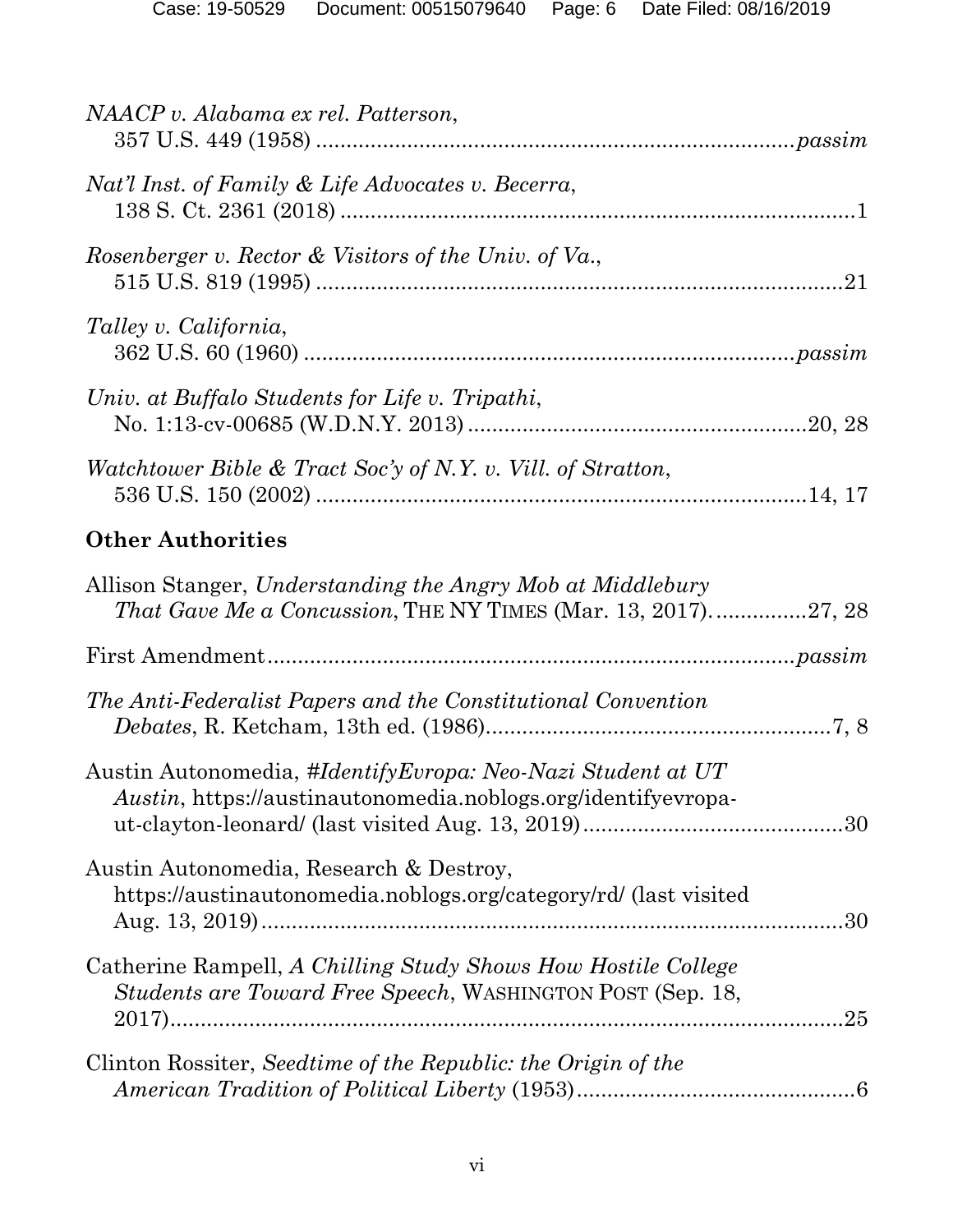*NAACP v. Alabama ex rel. Patterson*,
357 U.S. 449 (1958) ..............................................................................*passim*

*Nat'l Inst. of Family & Life Advocates v. Becerra*,
138 S. Ct. 2361 (2018) .....................................................................................1

*Rosenberger v. Rector & Visitors of the Univ. of Va.*,
515 U.S. 819 (1995) ......................................................................................21

*Talley v. California*,
362 U.S. 60 (1960) ................................................................................*passim*

*Univ. at Buffalo Students for Life v. Tripathi*,
No. 1:13-cv-00685 (W.D.N.Y. 2013) .......................................................20, 28

*Watchtower Bible & Tract Soc'y of N.Y. v. Vill. of Stratton*,
536 U.S. 150 (2002) ................................................................................14, 17

**Other Authorities**

Allison Stanger, *Understanding the Angry Mob at Middlebury That Gave Me a Concussion*, THE NY TIMES (Mar. 13, 2017)...............27, 28

First Amendment.......................................................................................*passim*

*The Anti-Federalist Papers and the Constitutional Convention Debates*, R. Ketcham, 13th ed. (1986).........................................................7, 8

Austin Autonomedia, *#IdentifyEvropa: Neo-Nazi Student at UT Austin*, https://austinautonomedia.noblogs.org/identifyevropa-ut-clayton-leonard/ (last visited Aug. 13, 2019)...........................................30

Austin Autonomedia, Research & Destroy, https://austinautonomedia.noblogs.org/category/rd/ (last visited Aug. 13, 2019).................................................................................30

Catherine Rampell, *A Chilling Study Shows How Hostile College Students are Toward Free Speech*, WASHINGTON POST (Sep. 18, 2017)..........................................................................................................25

Clinton Rossiter, *Seedtime of the Republic: the Origin of the American Tradition of Political Liberty* (1953)..............................................6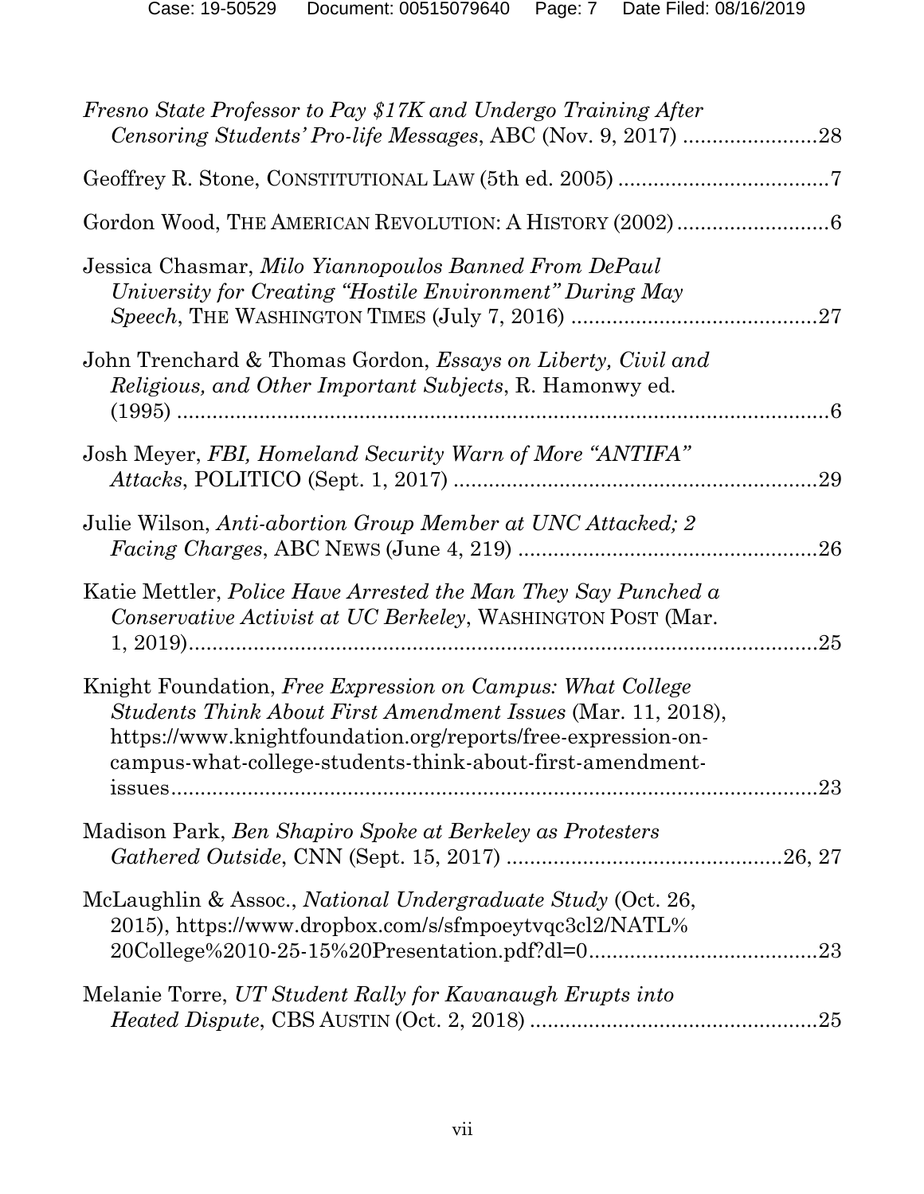*Fresno State Professor to Pay $17K and Undergo Training After Censoring Students' Pro-life Messages*, ABC (Nov. 9, 2017) .......................28

Geoffrey R. Stone, CONSTITUTIONAL LAW (5th ed. 2005) ....................................7

Gordon Wood, THE AMERICAN REVOLUTION: A HISTORY (2002) ..........................6

Jessica Chasmar, *Milo Yiannopoulos Banned From DePaul University for Creating "Hostile Environment" During May Speech*, THE WASHINGTON TIMES (July 7, 2016) ..........................................27

John Trenchard & Thomas Gordon, *Essays on Liberty, Civil and Religious, and Other Important Subjects*, R. Hamonwy ed. (1995) ..........................................................................................................6

Josh Meyer, *FBI, Homeland Security Warn of More "ANTIFA" Attacks*, POLITICO (Sept. 1, 2017) .............................................................29

Julie Wilson, *Anti-abortion Group Member at UNC Attacked; 2 Facing Charges*, ABC NEWS (June 4, 219) ...................................................26

Katie Mettler, *Police Have Arrested the Man They Say Punched a Conservative Activist at UC Berkeley*, WASHINGTON POST (Mar. 1, 2019).............................................................................................25

Knight Foundation, *Free Expression on Campus: What College Students Think About First Amendment Issues* (Mar. 11, 2018), https://www.knightfoundation.org/reports/free-expression-on-campus-what-college-students-think-about-first-amendment-issues.........................................................................................................23

Madison Park, *Ben Shapiro Spoke at Berkeley as Protesters Gathered Outside*, CNN (Sept. 15, 2017) ...............................................26, 27

McLaughlin & Assoc., *National Undergraduate Study* (Oct. 26, 2015), https://www.dropbox.com/s/sfmpoeytvqc3cl2/NATL%20College%2010-25-15%20Presentation.pdf?dl=0.......................................23

Melanie Torre, *UT Student Rally for Kavanaugh Erupts into Heated Dispute*, CBS AUSTIN (Oct. 2, 2018) .................................................25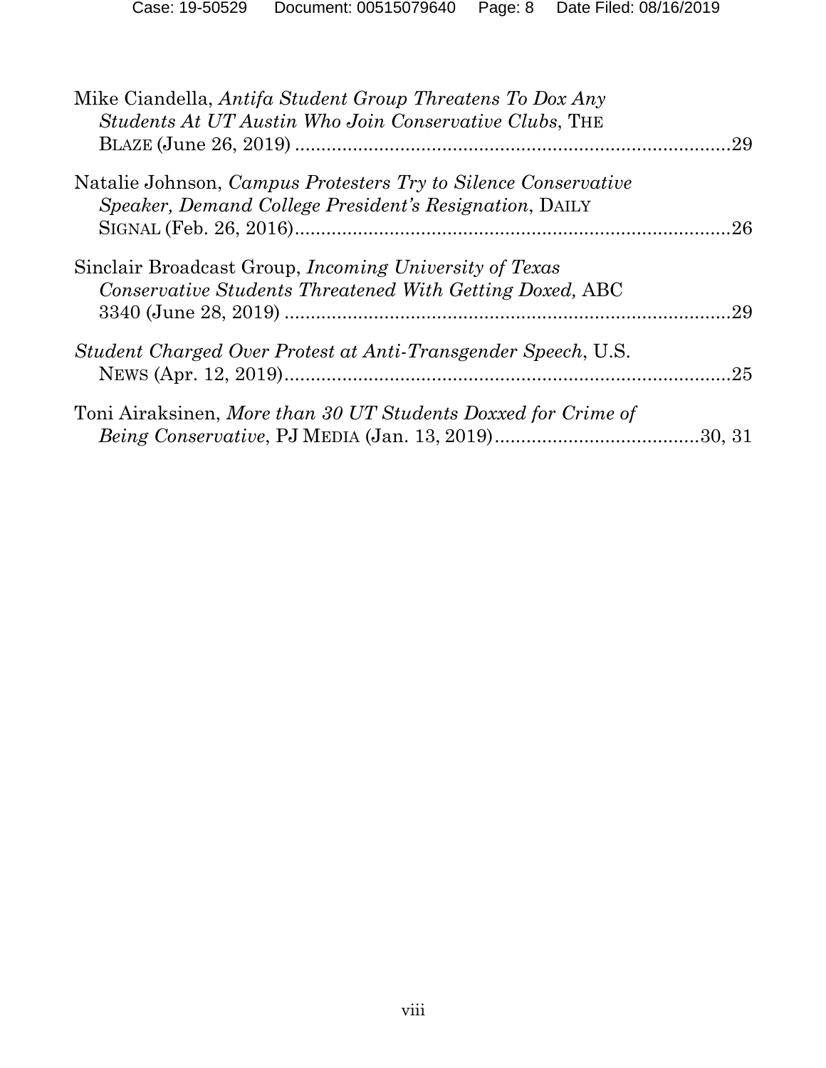Mike Ciandella, *Antifa Student Group Threatens To Dox Any Students At UT Austin Who Join Conservative Clubs*, THE BLAZE (June 26, 2019) ....................................................................................29

Natalie Johnson, *Campus Protesters Try to Silence Conservative Speaker, Demand College President's Resignation*, DAILY SIGNAL (Feb. 26, 2016)....................................................................................26

Sinclair Broadcast Group, *Incoming University of Texas Conservative Students Threatened With Getting Doxed,* ABC 3340 (June 28, 2019) ....................................................................................29

*Student Charged Over Protest at Anti-Transgender Speech*, U.S. NEWS (Apr. 12, 2019)....................................................................................25

Toni Airaksinen, *More than 30 UT Students Doxxed for Crime of Being Conservative*, PJ MEDIA (Jan. 13, 2019).......................................30, 31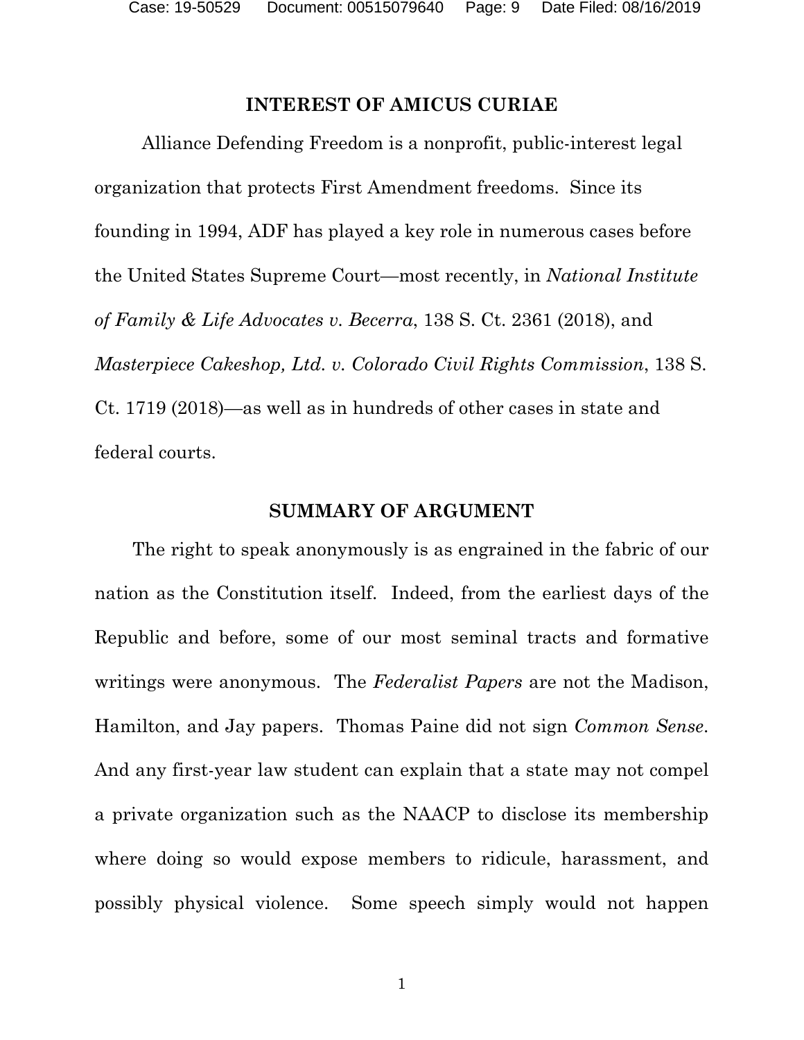## INTEREST OF AMICUS CURIAE

Alliance Defending Freedom is a nonprofit, public-interest legal organization that protects First Amendment freedoms. Since its founding in 1994, ADF has played a key role in numerous cases before the United States Supreme Court—most recently, in *National Institute of Family & Life Advocates v. Becerra*, 138 S. Ct. 2361 (2018), and *Masterpiece Cakeshop, Ltd. v. Colorado Civil Rights Commission*, 138 S. Ct. 1719 (2018)—as well as in hundreds of other cases in state and federal courts.

## SUMMARY OF ARGUMENT

The right to speak anonymously is as engrained in the fabric of our nation as the Constitution itself. Indeed, from the earliest days of the Republic and before, some of our most seminal tracts and formative writings were anonymous. The *Federalist Papers* are not the Madison, Hamilton, and Jay papers. Thomas Paine did not sign *Common Sense*. And any first-year law student can explain that a state may not compel a private organization such as the NAACP to disclose its membership where doing so would expose members to ridicule, harassment, and possibly physical violence. Some speech simply would not happen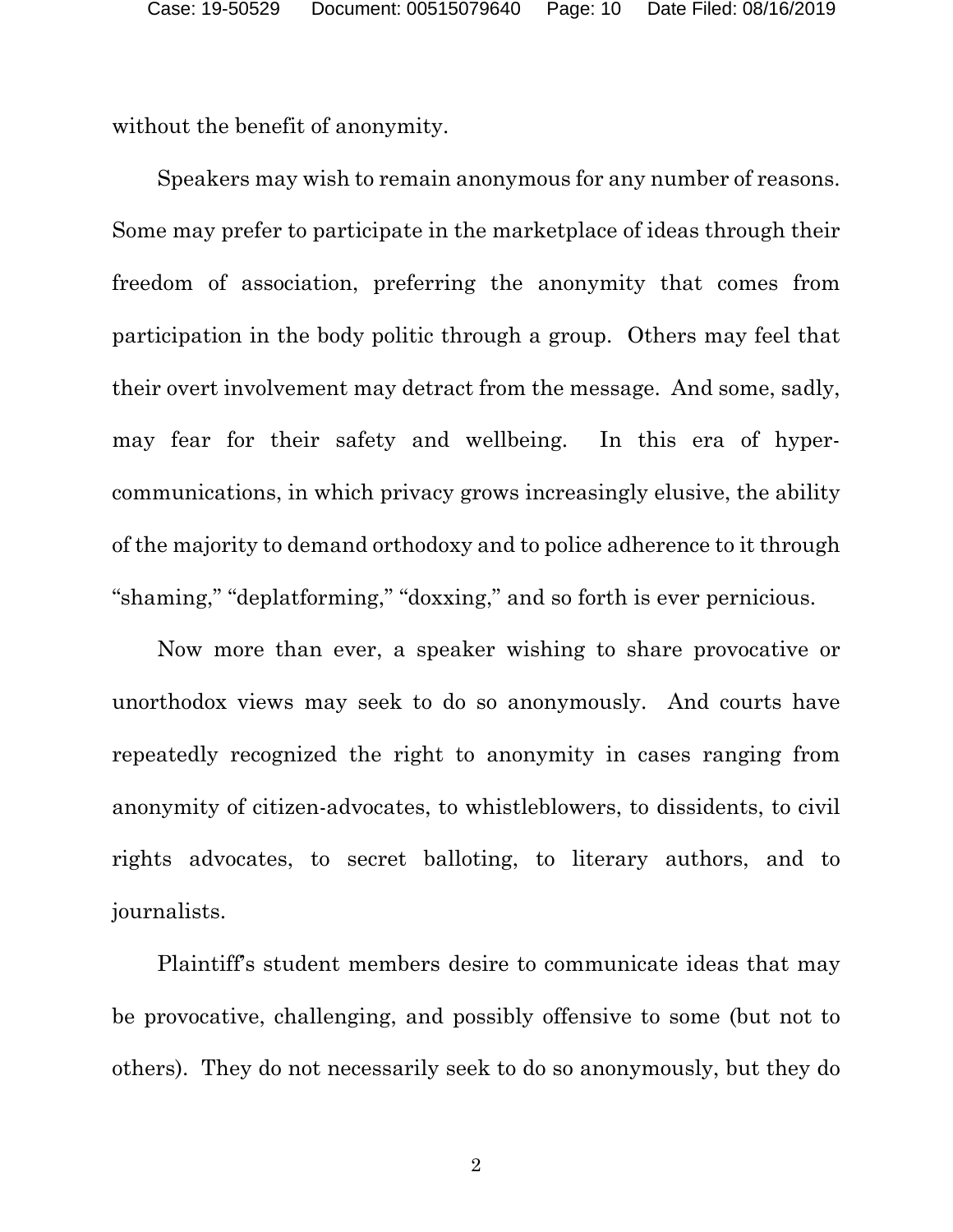without the benefit of anonymity.

Speakers may wish to remain anonymous for any number of reasons. Some may prefer to participate in the marketplace of ideas through their freedom of association, preferring the anonymity that comes from participation in the body politic through a group. Others may feel that their overt involvement may detract from the message. And some, sadly, may fear for their safety and wellbeing. In this era of hyper-communications, in which privacy grows increasingly elusive, the ability of the majority to demand orthodoxy and to police adherence to it through "shaming," "deplatforming," "doxxing," and so forth is ever pernicious.

Now more than ever, a speaker wishing to share provocative or unorthodox views may seek to do so anonymously. And courts have repeatedly recognized the right to anonymity in cases ranging from anonymity of citizen-advocates, to whistleblowers, to dissidents, to civil rights advocates, to secret balloting, to literary authors, and to journalists.

Plaintiff's student members desire to communicate ideas that may be provocative, challenging, and possibly offensive to some (but not to others). They do not necessarily seek to do so anonymously, but they do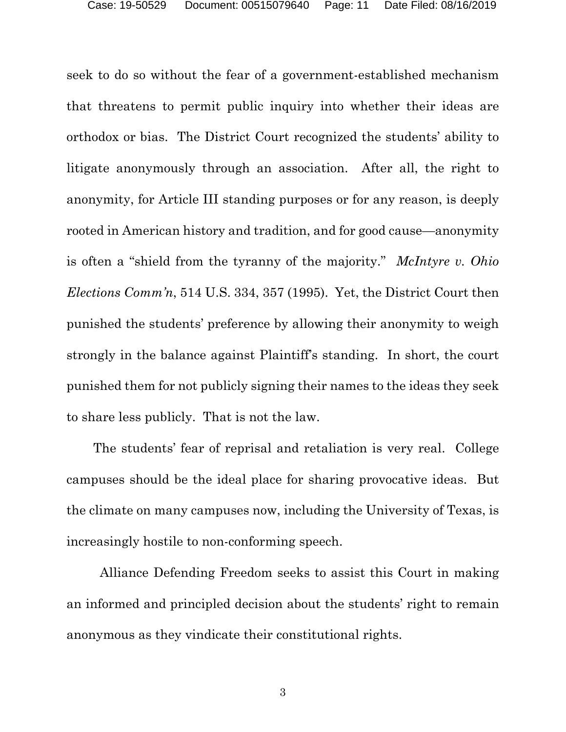seek to do so without the fear of a government-established mechanism that threatens to permit public inquiry into whether their ideas are orthodox or bias. The District Court recognized the students' ability to litigate anonymously through an association. After all, the right to anonymity, for Article III standing purposes or for any reason, is deeply rooted in American history and tradition, and for good cause—anonymity is often a "shield from the tyranny of the majority." *McIntyre v. Ohio Elections Comm'n*, 514 U.S. 334, 357 (1995). Yet, the District Court then punished the students' preference by allowing their anonymity to weigh strongly in the balance against Plaintiff's standing. In short, the court punished them for not publicly signing their names to the ideas they seek to share less publicly. That is not the law.

The students' fear of reprisal and retaliation is very real. College campuses should be the ideal place for sharing provocative ideas. But the climate on many campuses now, including the University of Texas, is increasingly hostile to non-conforming speech.

Alliance Defending Freedom seeks to assist this Court in making an informed and principled decision about the students' right to remain anonymous as they vindicate their constitutional rights.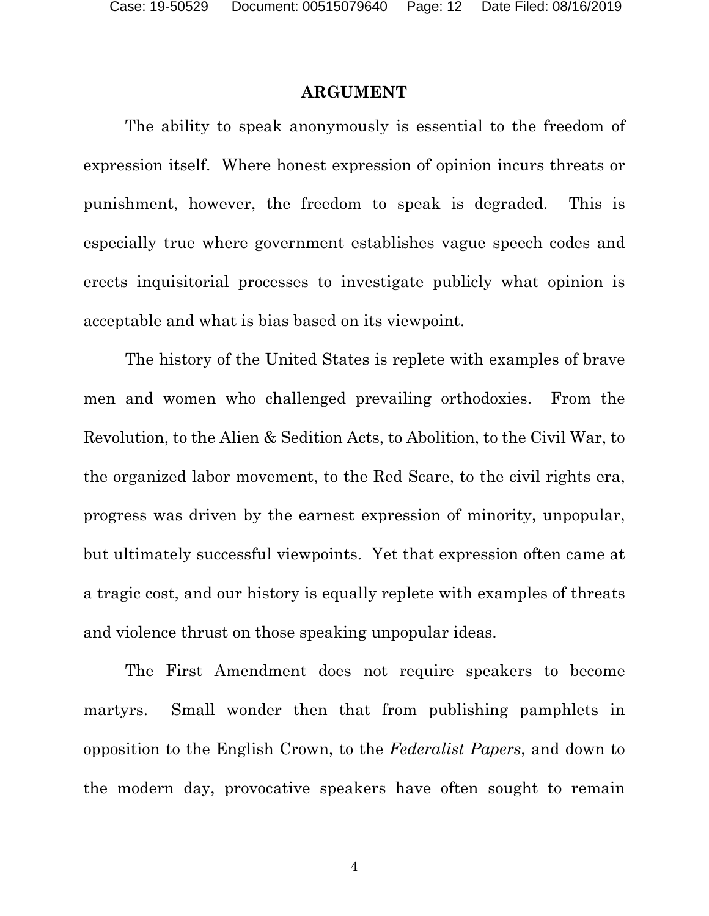## ARGUMENT

The ability to speak anonymously is essential to the freedom of expression itself. Where honest expression of opinion incurs threats or punishment, however, the freedom to speak is degraded. This is especially true where government establishes vague speech codes and erects inquisitorial processes to investigate publicly what opinion is acceptable and what is bias based on its viewpoint.

The history of the United States is replete with examples of brave men and women who challenged prevailing orthodoxies. From the Revolution, to the Alien & Sedition Acts, to Abolition, to the Civil War, to the organized labor movement, to the Red Scare, to the civil rights era, progress was driven by the earnest expression of minority, unpopular, but ultimately successful viewpoints. Yet that expression often came at a tragic cost, and our history is equally replete with examples of threats and violence thrust on those speaking unpopular ideas.

The First Amendment does not require speakers to become martyrs. Small wonder then that from publishing pamphlets in opposition to the English Crown, to the *Federalist Papers*, and down to the modern day, provocative speakers have often sought to remain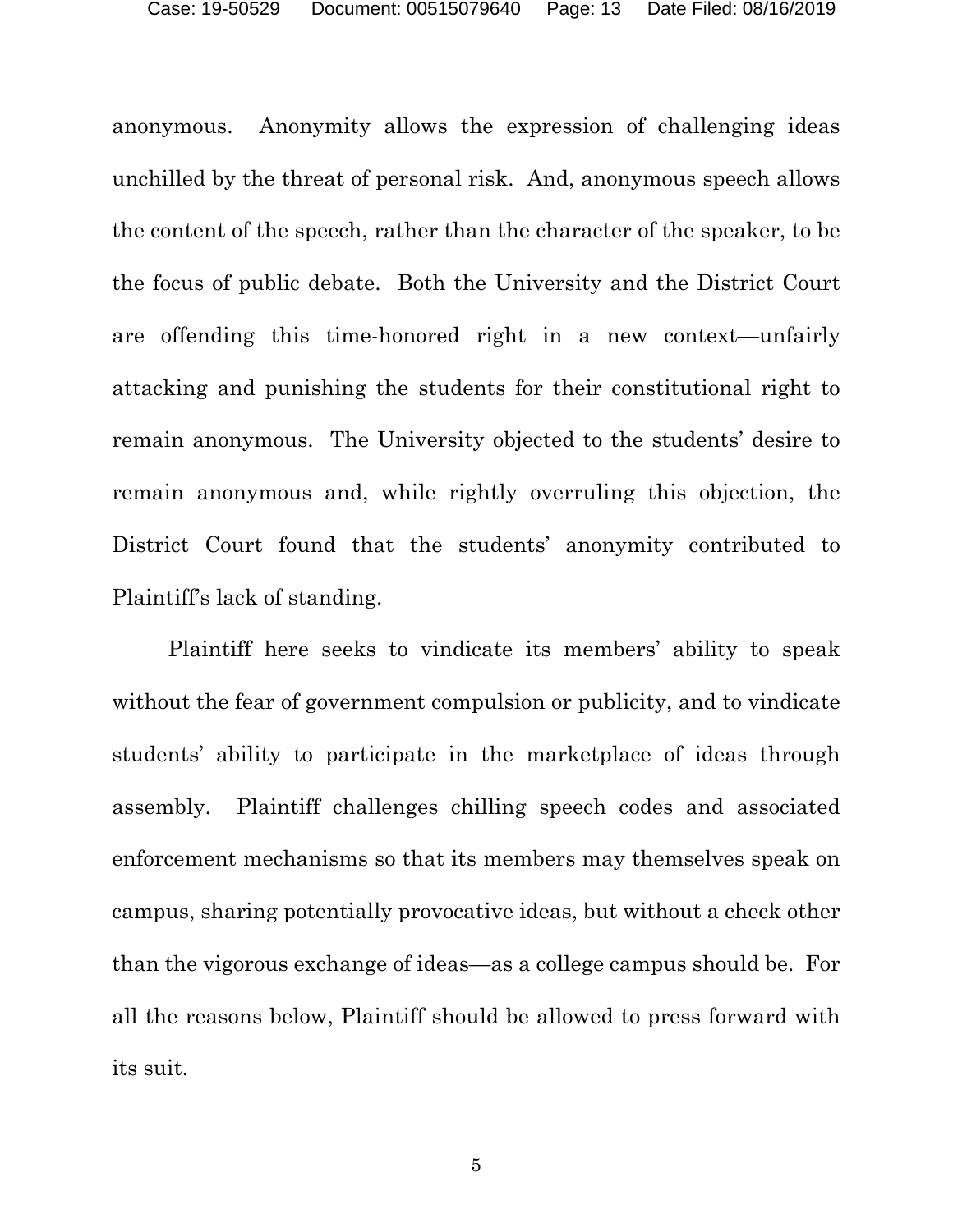anonymous. Anonymity allows the expression of challenging ideas unchilled by the threat of personal risk. And, anonymous speech allows the content of the speech, rather than the character of the speaker, to be the focus of public debate. Both the University and the District Court are offending this time-honored right in a new context—unfairly attacking and punishing the students for their constitutional right to remain anonymous. The University objected to the students' desire to remain anonymous and, while rightly overruling this objection, the District Court found that the students' anonymity contributed to Plaintiff's lack of standing.

Plaintiff here seeks to vindicate its members' ability to speak without the fear of government compulsion or publicity, and to vindicate students' ability to participate in the marketplace of ideas through assembly. Plaintiff challenges chilling speech codes and associated enforcement mechanisms so that its members may themselves speak on campus, sharing potentially provocative ideas, but without a check other than the vigorous exchange of ideas—as a college campus should be. For all the reasons below, Plaintiff should be allowed to press forward with its suit.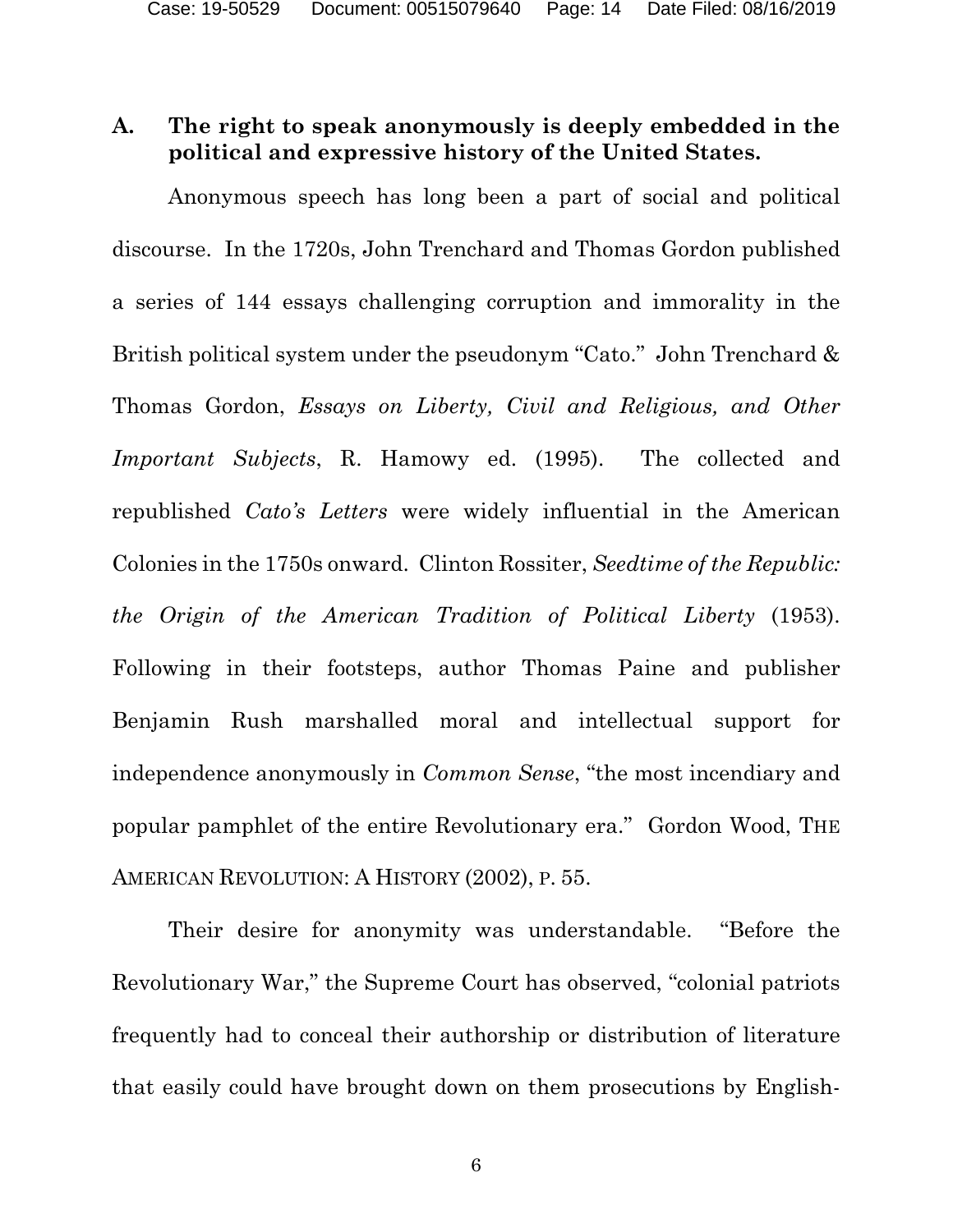### A. The right to speak anonymously is deeply embedded in the political and expressive history of the United States.

Anonymous speech has long been a part of social and political discourse. In the 1720s, John Trenchard and Thomas Gordon published a series of 144 essays challenging corruption and immorality in the British political system under the pseudonym "Cato." John Trenchard & Thomas Gordon, *Essays on Liberty, Civil and Religious, and Other Important Subjects*, R. Hamowy ed. (1995). The collected and republished *Cato's Letters* were widely influential in the American Colonies in the 1750s onward. Clinton Rossiter, *Seedtime of the Republic: the Origin of the American Tradition of Political Liberty* (1953). Following in their footsteps, author Thomas Paine and publisher Benjamin Rush marshalled moral and intellectual support for independence anonymously in *Common Sense*, "the most incendiary and popular pamphlet of the entire Revolutionary era." Gordon Wood, THE AMERICAN REVOLUTION: A HISTORY (2002), P. 55.

Their desire for anonymity was understandable. "Before the Revolutionary War," the Supreme Court has observed, "colonial patriots frequently had to conceal their authorship or distribution of literature that easily could have brought down on them prosecutions by English-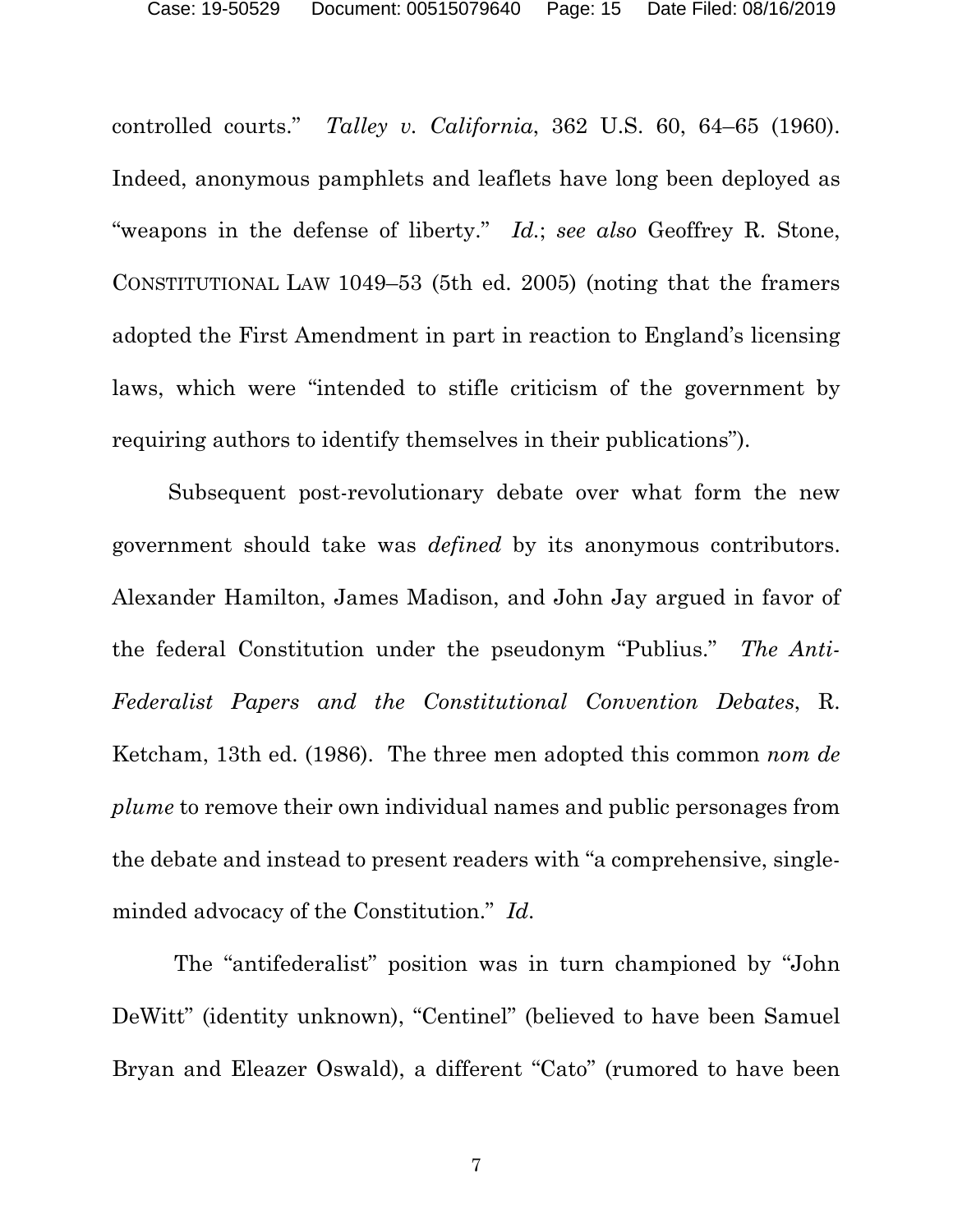controlled courts." *Talley v. California*, 362 U.S. 60, 64–65 (1960). Indeed, anonymous pamphlets and leaflets have long been deployed as "weapons in the defense of liberty." *Id.*; *see also* Geoffrey R. Stone, CONSTITUTIONAL LAW 1049–53 (5th ed. 2005) (noting that the framers adopted the First Amendment in part in reaction to England's licensing laws, which were "intended to stifle criticism of the government by requiring authors to identify themselves in their publications").

Subsequent post-revolutionary debate over what form the new government should take was *defined* by its anonymous contributors. Alexander Hamilton, James Madison, and John Jay argued in favor of the federal Constitution under the pseudonym "Publius." *The Anti-Federalist Papers and the Constitutional Convention Debates*, R. Ketcham, 13th ed. (1986). The three men adopted this common *nom de plume* to remove their own individual names and public personages from the debate and instead to present readers with "a comprehensive, single-minded advocacy of the Constitution." *Id.*

The "antifederalist" position was in turn championed by "John DeWitt" (identity unknown), "Centinel" (believed to have been Samuel Bryan and Eleazer Oswald), a different "Cato" (rumored to have been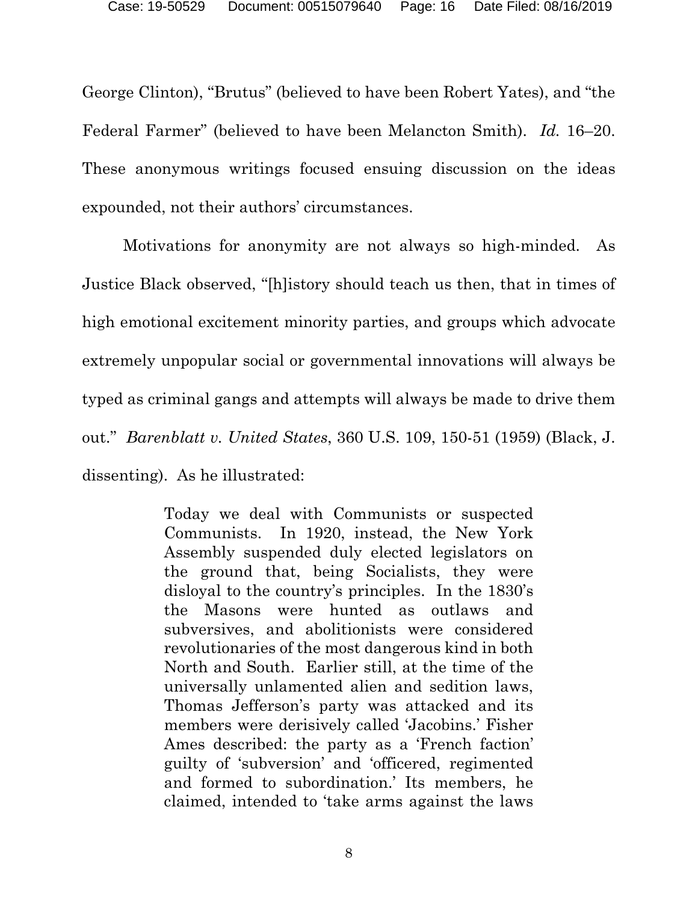George Clinton), "Brutus" (believed to have been Robert Yates), and "the Federal Farmer" (believed to have been Melancton Smith). *Id.* 16–20. These anonymous writings focused ensuing discussion on the ideas expounded, not their authors' circumstances.

Motivations for anonymity are not always so high-minded. As Justice Black observed, "[h]istory should teach us then, that in times of high emotional excitement minority parties, and groups which advocate extremely unpopular social or governmental innovations will always be typed as criminal gangs and attempts will always be made to drive them out." *Barenblatt v. United States*, 360 U.S. 109, 150-51 (1959) (Black, J. dissenting). As he illustrated:

> Today we deal with Communists or suspected Communists. In 1920, instead, the New York Assembly suspended duly elected legislators on the ground that, being Socialists, they were disloyal to the country's principles. In the 1830's the Masons were hunted as outlaws and subversives, and abolitionists were considered revolutionaries of the most dangerous kind in both North and South. Earlier still, at the time of the universally unlamented alien and sedition laws, Thomas Jefferson's party was attacked and its members were derisively called 'Jacobins.' Fisher Ames described: the party as a 'French faction' guilty of 'subversion' and 'officered, regimented and formed to subordination.' Its members, he claimed, intended to 'take arms against the laws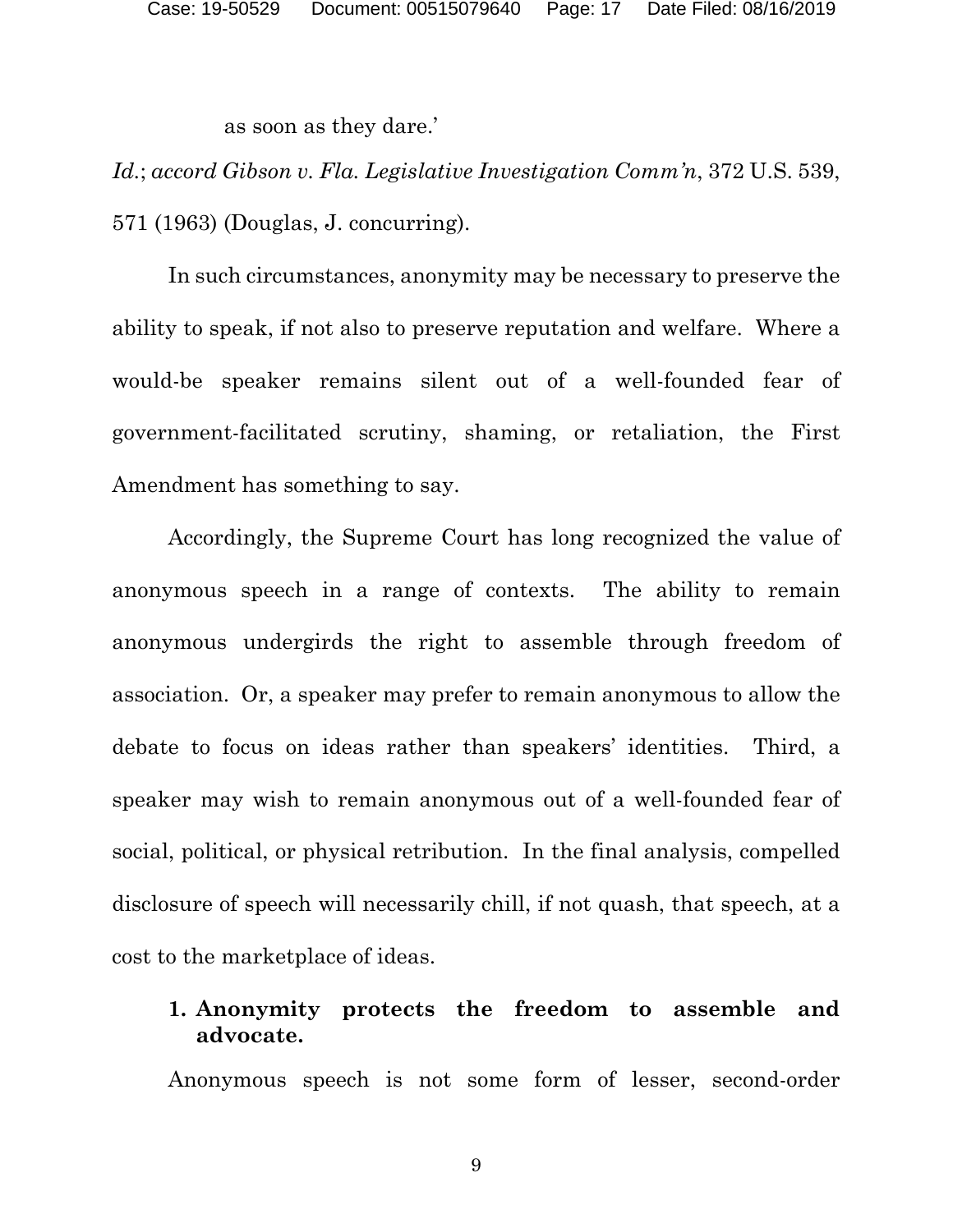as soon as they dare.'

*Id.*; *accord Gibson v. Fla. Legislative Investigation Comm'n*, 372 U.S. 539, 571 (1963) (Douglas, J. concurring).

In such circumstances, anonymity may be necessary to preserve the ability to speak, if not also to preserve reputation and welfare. Where a would-be speaker remains silent out of a well-founded fear of government-facilitated scrutiny, shaming, or retaliation, the First Amendment has something to say.

Accordingly, the Supreme Court has long recognized the value of anonymous speech in a range of contexts. The ability to remain anonymous undergirds the right to assemble through freedom of association. Or, a speaker may prefer to remain anonymous to allow the debate to focus on ideas rather than speakers' identities. Third, a speaker may wish to remain anonymous out of a well-founded fear of social, political, or physical retribution. In the final analysis, compelled disclosure of speech will necessarily chill, if not quash, that speech, at a cost to the marketplace of ideas.

### 1. Anonymity protects the freedom to assemble and advocate.

Anonymous speech is not some form of lesser, second-order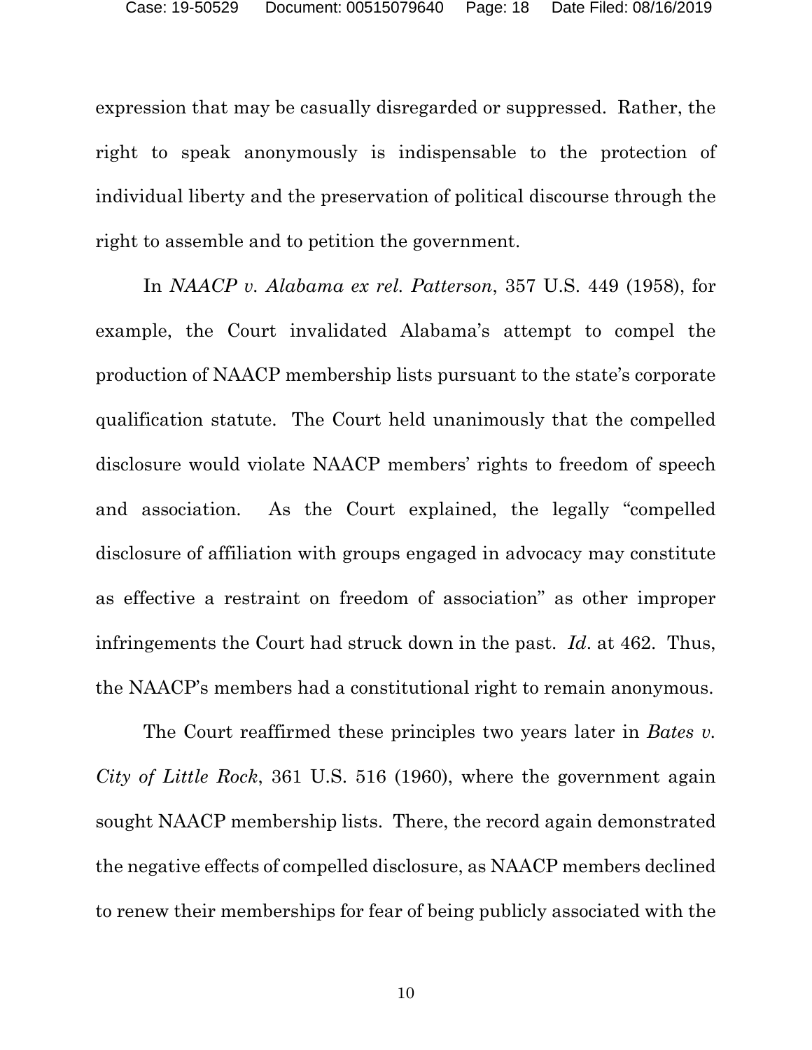expression that may be casually disregarded or suppressed. Rather, the right to speak anonymously is indispensable to the protection of individual liberty and the preservation of political discourse through the right to assemble and to petition the government.

In *NAACP v. Alabama ex rel. Patterson*, 357 U.S. 449 (1958), for example, the Court invalidated Alabama's attempt to compel the production of NAACP membership lists pursuant to the state's corporate qualification statute. The Court held unanimously that the compelled disclosure would violate NAACP members' rights to freedom of speech and association. As the Court explained, the legally "compelled disclosure of affiliation with groups engaged in advocacy may constitute as effective a restraint on freedom of association" as other improper infringements the Court had struck down in the past. *Id*. at 462. Thus, the NAACP's members had a constitutional right to remain anonymous.

The Court reaffirmed these principles two years later in *Bates v. City of Little Rock*, 361 U.S. 516 (1960), where the government again sought NAACP membership lists. There, the record again demonstrated the negative effects of compelled disclosure, as NAACP members declined to renew their memberships for fear of being publicly associated with the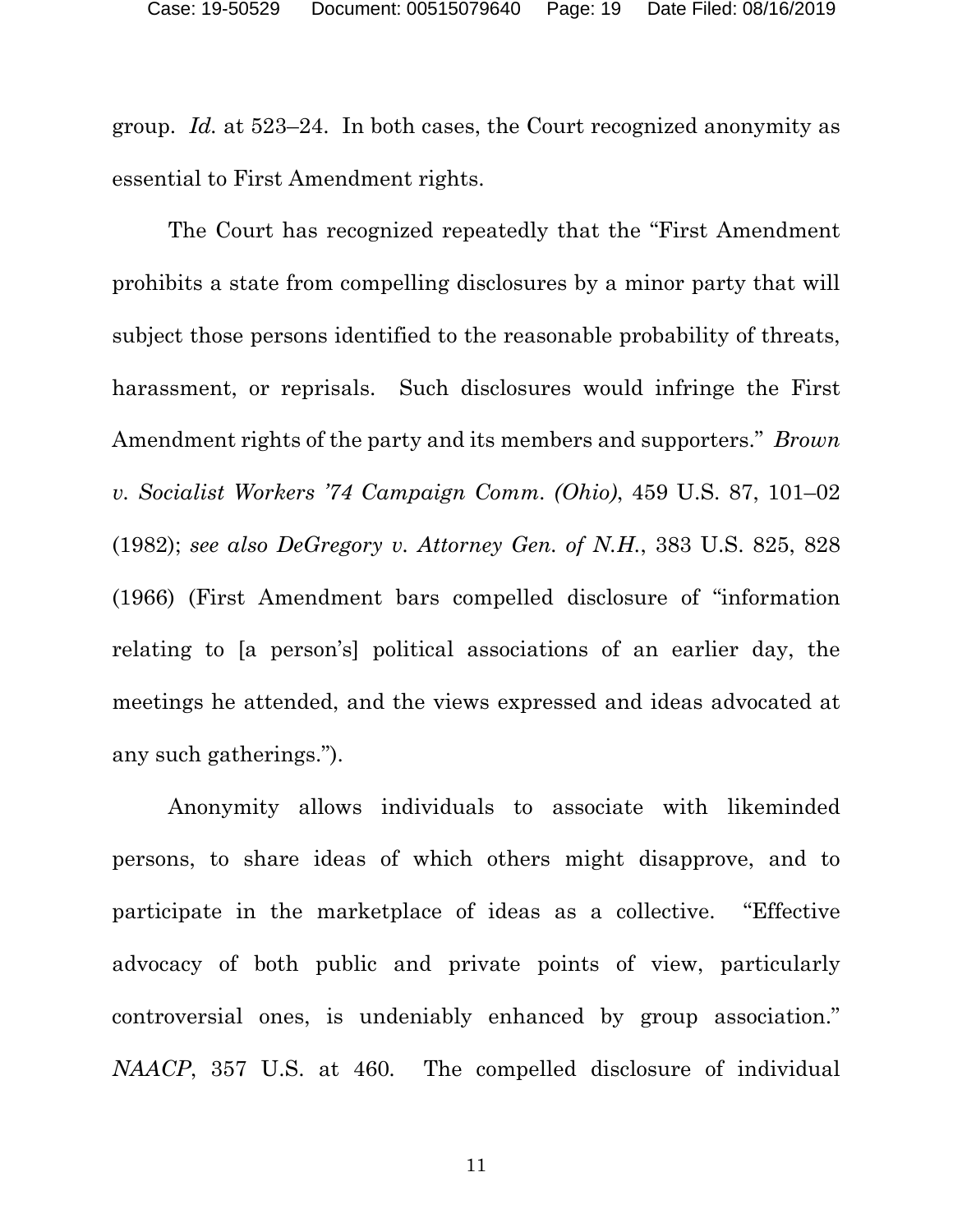group. *Id.* at 523–24. In both cases, the Court recognized anonymity as essential to First Amendment rights.

The Court has recognized repeatedly that the "First Amendment prohibits a state from compelling disclosures by a minor party that will subject those persons identified to the reasonable probability of threats, harassment, or reprisals. Such disclosures would infringe the First Amendment rights of the party and its members and supporters." *Brown v. Socialist Workers '74 Campaign Comm. (Ohio)*, 459 U.S. 87, 101–02 (1982); *see also DeGregory v. Attorney Gen. of N.H.*, 383 U.S. 825, 828 (1966) (First Amendment bars compelled disclosure of "information relating to [a person's] political associations of an earlier day, the meetings he attended, and the views expressed and ideas advocated at any such gatherings.").

Anonymity allows individuals to associate with likeminded persons, to share ideas of which others might disapprove, and to participate in the marketplace of ideas as a collective. "Effective advocacy of both public and private points of view, particularly controversial ones, is undeniably enhanced by group association." *NAACP*, 357 U.S. at 460. The compelled disclosure of individual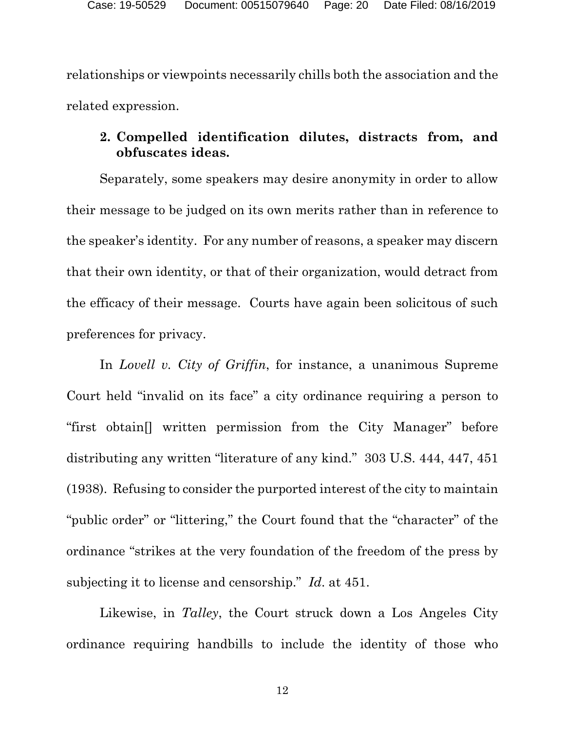relationships or viewpoints necessarily chills both the association and the related expression.

### 2. Compelled identification dilutes, distracts from, and obfuscates ideas.

Separately, some speakers may desire anonymity in order to allow their message to be judged on its own merits rather than in reference to the speaker's identity. For any number of reasons, a speaker may discern that their own identity, or that of their organization, would detract from the efficacy of their message. Courts have again been solicitous of such preferences for privacy.

In *Lovell v. City of Griffin*, for instance, a unanimous Supreme Court held "invalid on its face" a city ordinance requiring a person to "first obtain[] written permission from the City Manager" before distributing any written "literature of any kind." 303 U.S. 444, 447, 451 (1938). Refusing to consider the purported interest of the city to maintain "public order" or "littering," the Court found that the "character" of the ordinance "strikes at the very foundation of the freedom of the press by subjecting it to license and censorship." *Id.* at 451.

Likewise, in *Talley*, the Court struck down a Los Angeles City ordinance requiring handbills to include the identity of those who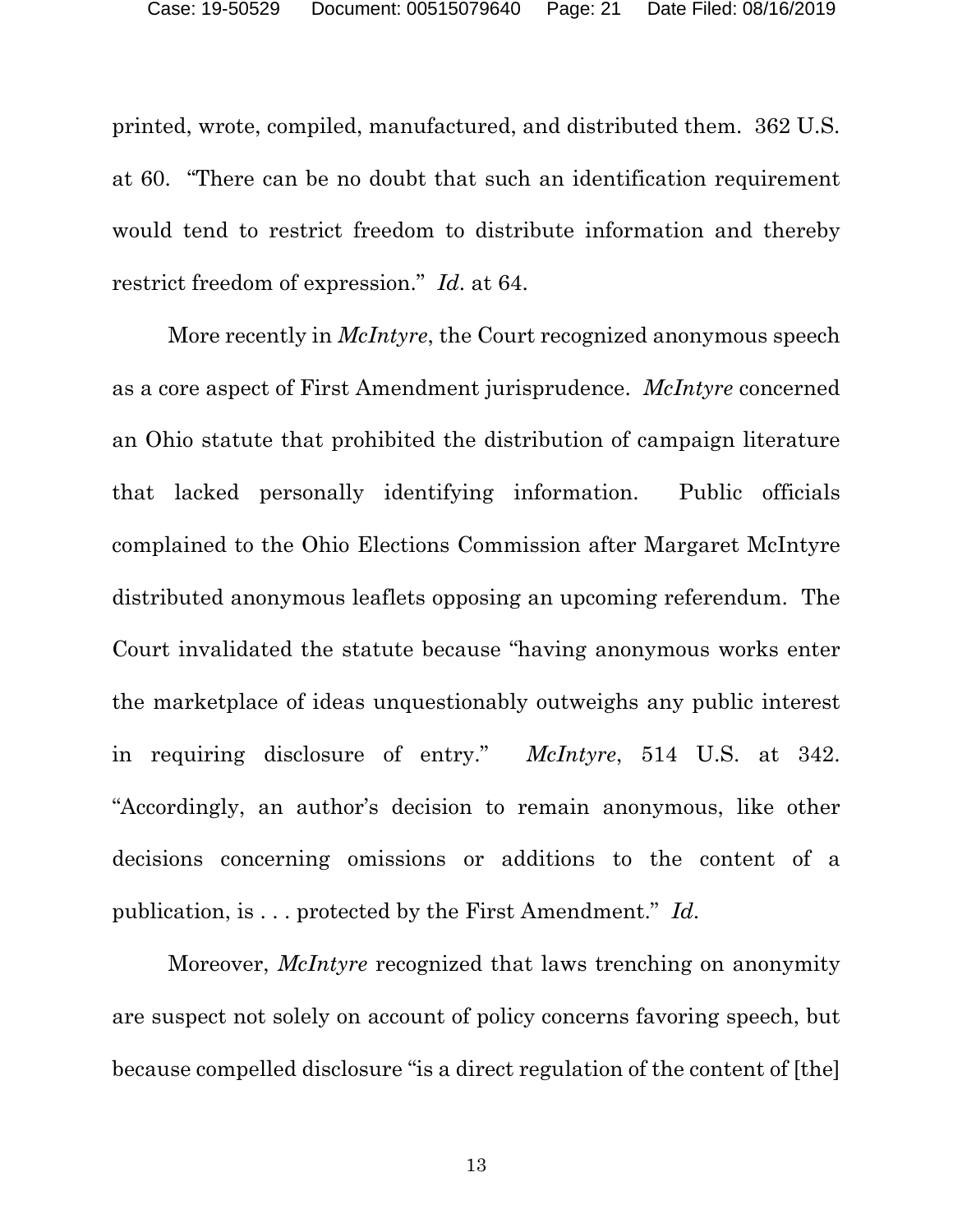printed, wrote, compiled, manufactured, and distributed them. 362 U.S. at 60. "There can be no doubt that such an identification requirement would tend to restrict freedom to distribute information and thereby restrict freedom of expression." *Id*. at 64.

More recently in *McIntyre*, the Court recognized anonymous speech as a core aspect of First Amendment jurisprudence. *McIntyre* concerned an Ohio statute that prohibited the distribution of campaign literature that lacked personally identifying information. Public officials complained to the Ohio Elections Commission after Margaret McIntyre distributed anonymous leaflets opposing an upcoming referendum. The Court invalidated the statute because "having anonymous works enter the marketplace of ideas unquestionably outweighs any public interest in requiring disclosure of entry." *McIntyre*, 514 U.S. at 342. "Accordingly, an author's decision to remain anonymous, like other decisions concerning omissions or additions to the content of a publication, is . . . protected by the First Amendment." *Id*.

Moreover, *McIntyre* recognized that laws trenching on anonymity are suspect not solely on account of policy concerns favoring speech, but because compelled disclosure "is a direct regulation of the content of [the]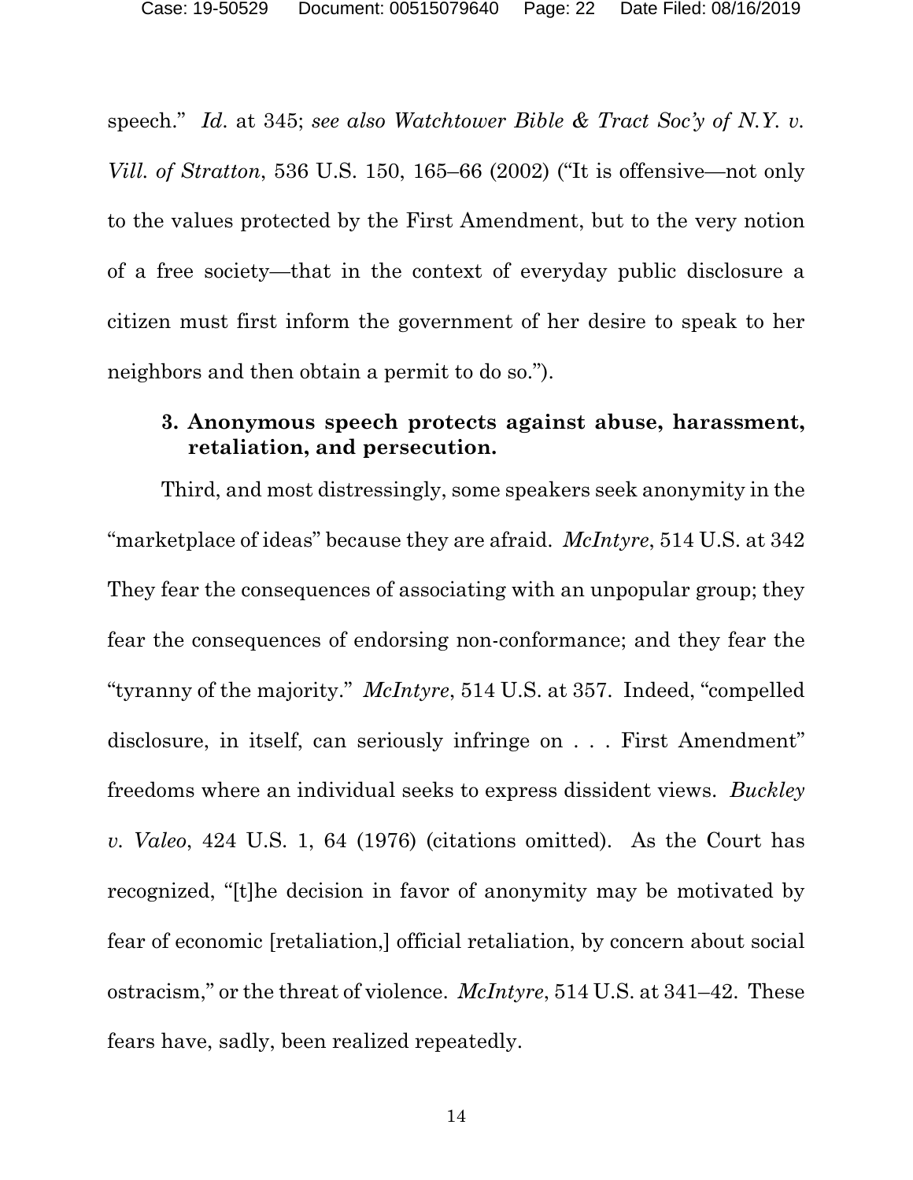speech." *Id.* at 345; *see also Watchtower Bible & Tract Soc'y of N.Y. v. Vill. of Stratton*, 536 U.S. 150, 165–66 (2002) ("It is offensive—not only to the values protected by the First Amendment, but to the very notion of a free society—that in the context of everyday public disclosure a citizen must first inform the government of her desire to speak to her neighbors and then obtain a permit to do so.").

### 3. Anonymous speech protects against abuse, harassment, retaliation, and persecution.

Third, and most distressingly, some speakers seek anonymity in the "marketplace of ideas" because they are afraid. *McIntyre*, 514 U.S. at 342 They fear the consequences of associating with an unpopular group; they fear the consequences of endorsing non-conformance; and they fear the "tyranny of the majority." *McIntyre*, 514 U.S. at 357. Indeed, "compelled disclosure, in itself, can seriously infringe on . . . First Amendment" freedoms where an individual seeks to express dissident views. *Buckley v. Valeo*, 424 U.S. 1, 64 (1976) (citations omitted). As the Court has recognized, "[t]he decision in favor of anonymity may be motivated by fear of economic [retaliation,] official retaliation, by concern about social ostracism," or the threat of violence. *McIntyre*, 514 U.S. at 341–42. These fears have, sadly, been realized repeatedly.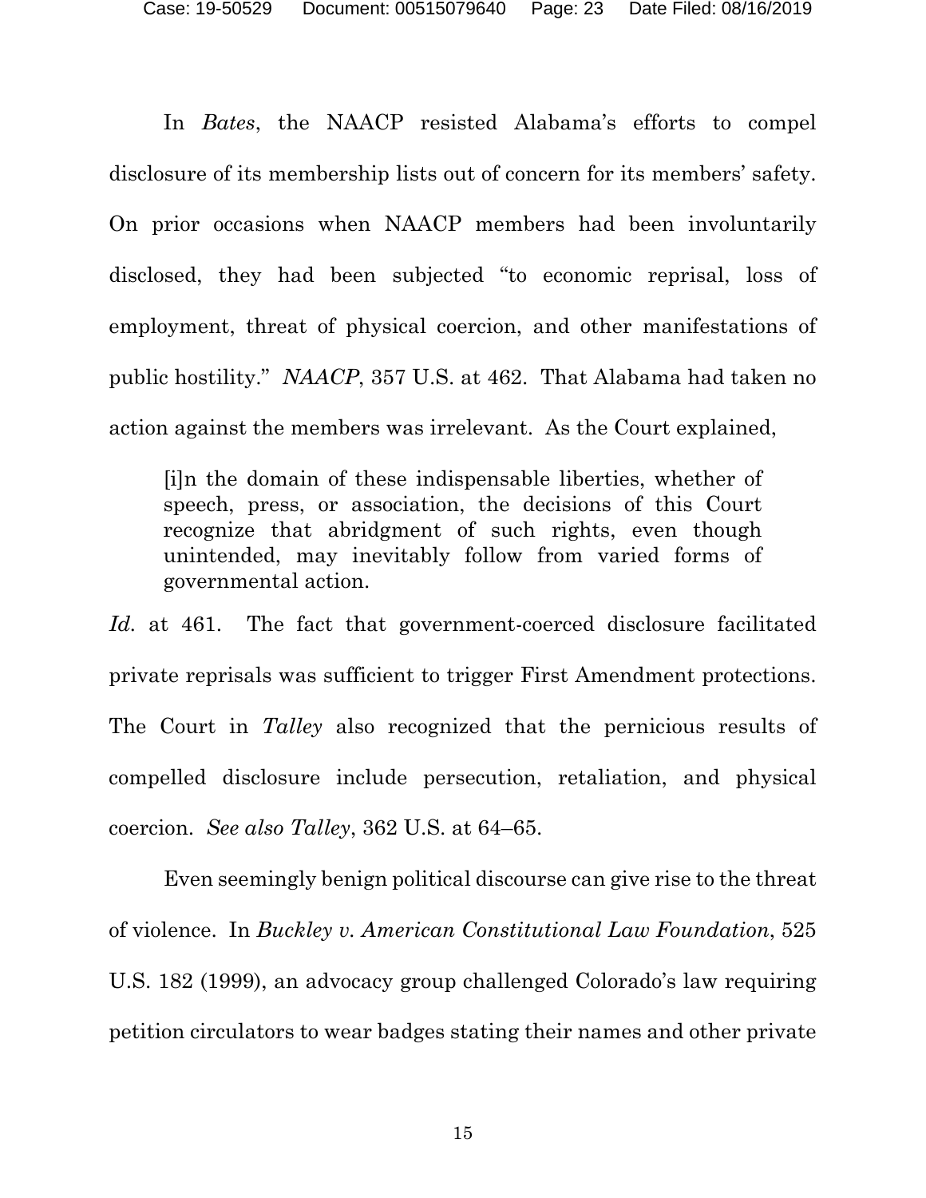In *Bates*, the NAACP resisted Alabama's efforts to compel disclosure of its membership lists out of concern for its members' safety. On prior occasions when NAACP members had been involuntarily disclosed, they had been subjected "to economic reprisal, loss of employment, threat of physical coercion, and other manifestations of public hostility." *NAACP*, 357 U.S. at 462. That Alabama had taken no action against the members was irrelevant. As the Court explained,

> [i]n the domain of these indispensable liberties, whether of speech, press, or association, the decisions of this Court recognize that abridgment of such rights, even though unintended, may inevitably follow from varied forms of governmental action.

*Id.* at 461. The fact that government-coerced disclosure facilitated private reprisals was sufficient to trigger First Amendment protections. The Court in *Talley* also recognized that the pernicious results of compelled disclosure include persecution, retaliation, and physical coercion. *See also Talley*, 362 U.S. at 64–65.

Even seemingly benign political discourse can give rise to the threat of violence. In *Buckley v. American Constitutional Law Foundation*, 525 U.S. 182 (1999), an advocacy group challenged Colorado's law requiring petition circulators to wear badges stating their names and other private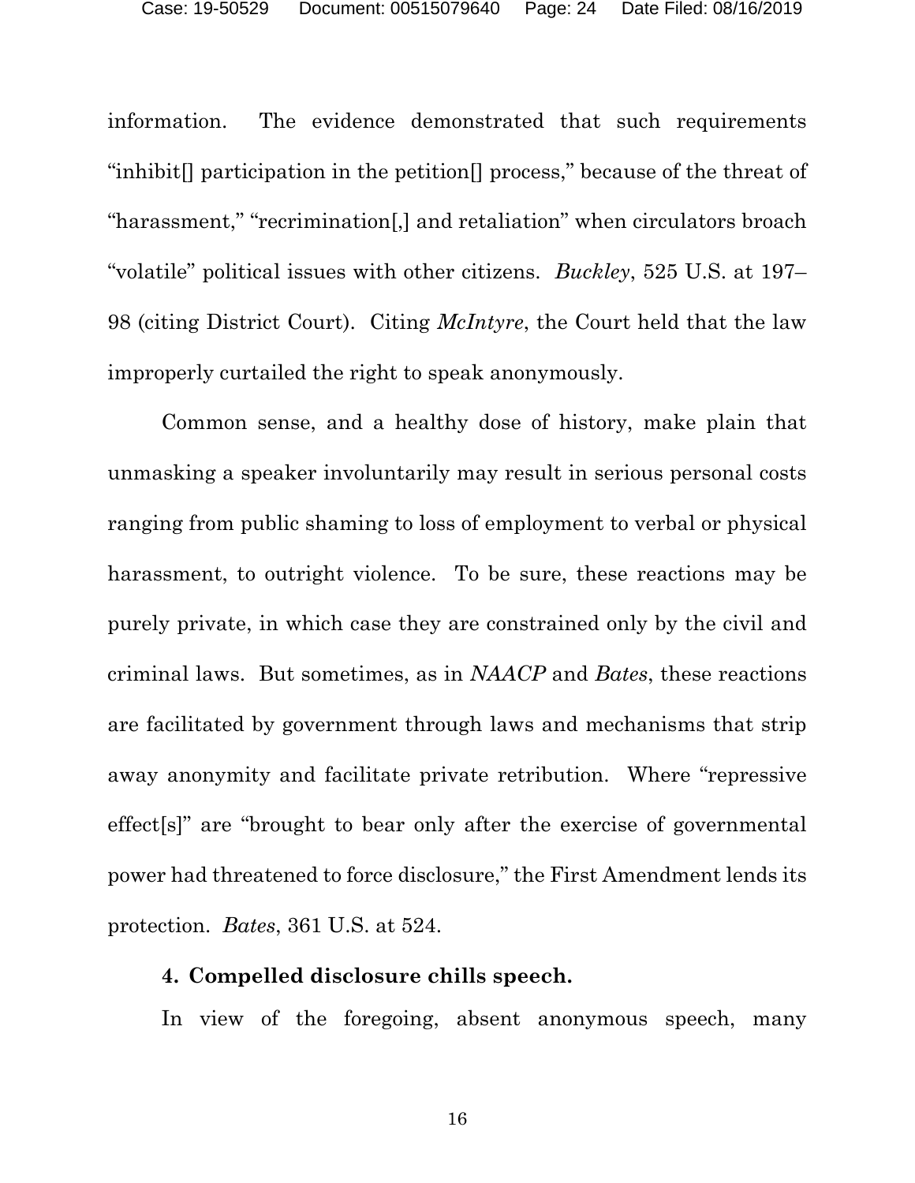information. The evidence demonstrated that such requirements "inhibit[] participation in the petition[] process," because of the threat of "harassment," "recrimination[,] and retaliation" when circulators broach "volatile" political issues with other citizens. *Buckley*, 525 U.S. at 197–98 (citing District Court). Citing *McIntyre*, the Court held that the law improperly curtailed the right to speak anonymously.

Common sense, and a healthy dose of history, make plain that unmasking a speaker involuntarily may result in serious personal costs ranging from public shaming to loss of employment to verbal or physical harassment, to outright violence. To be sure, these reactions may be purely private, in which case they are constrained only by the civil and criminal laws. But sometimes, as in *NAACP* and *Bates*, these reactions are facilitated by government through laws and mechanisms that strip away anonymity and facilitate private retribution. Where "repressive effect[s]" are "brought to bear only after the exercise of governmental power had threatened to force disclosure," the First Amendment lends its protection. *Bates*, 361 U.S. at 524.

**4. Compelled disclosure chills speech.**

In view of the foregoing, absent anonymous speech, many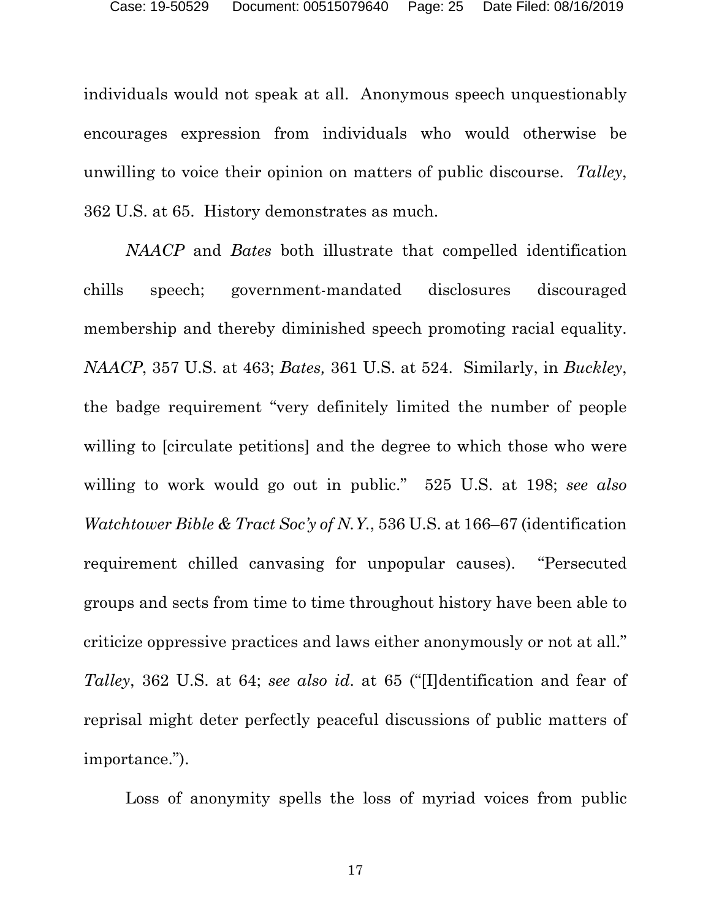individuals would not speak at all. Anonymous speech unquestionably encourages expression from individuals who would otherwise be unwilling to voice their opinion on matters of public discourse. *Talley*, 362 U.S. at 65. History demonstrates as much.

*NAACP* and *Bates* both illustrate that compelled identification chills speech; government-mandated disclosures discouraged membership and thereby diminished speech promoting racial equality. *NAACP*, 357 U.S. at 463; *Bates,* 361 U.S. at 524. Similarly, in *Buckley*, the badge requirement "very definitely limited the number of people willing to [circulate petitions] and the degree to which those who were willing to work would go out in public." 525 U.S. at 198; *see also Watchtower Bible & Tract Soc'y of N.Y.*, 536 U.S. at 166–67 (identification requirement chilled canvasing for unpopular causes). "Persecuted groups and sects from time to time throughout history have been able to criticize oppressive practices and laws either anonymously or not at all." *Talley*, 362 U.S. at 64; *see also id.* at 65 ("[I]dentification and fear of reprisal might deter perfectly peaceful discussions of public matters of importance.").

Loss of anonymity spells the loss of myriad voices from public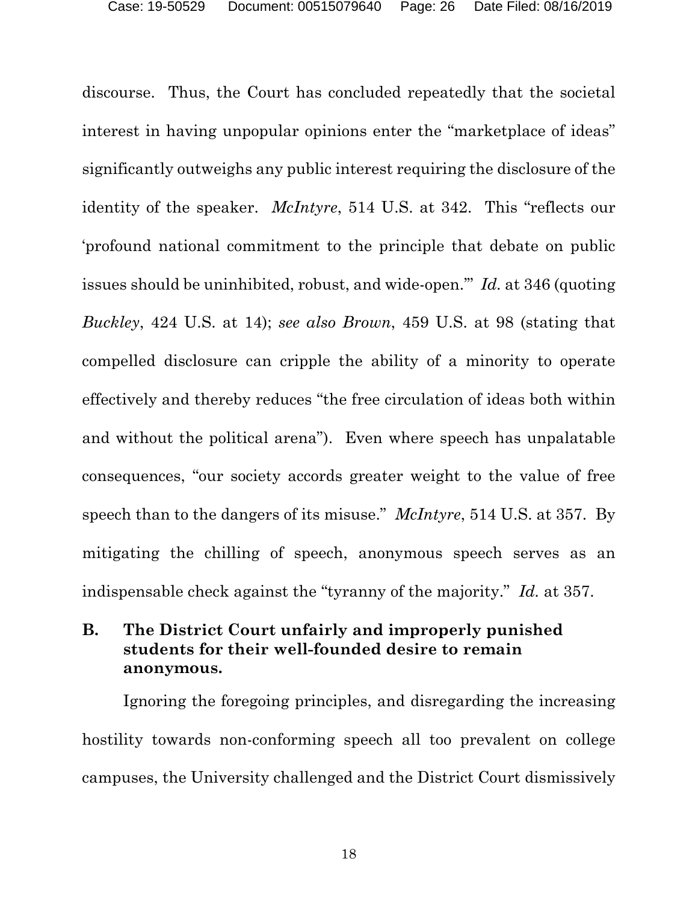discourse. Thus, the Court has concluded repeatedly that the societal interest in having unpopular opinions enter the "marketplace of ideas" significantly outweighs any public interest requiring the disclosure of the identity of the speaker. *McIntyre*, 514 U.S. at 342. This "reflects our 'profound national commitment to the principle that debate on public issues should be uninhibited, robust, and wide-open.'" *Id.* at 346 (quoting *Buckley*, 424 U.S. at 14); *see also Brown*, 459 U.S. at 98 (stating that compelled disclosure can cripple the ability of a minority to operate effectively and thereby reduces "the free circulation of ideas both within and without the political arena"). Even where speech has unpalatable consequences, "our society accords greater weight to the value of free speech than to the dangers of its misuse." *McIntyre*, 514 U.S. at 357. By mitigating the chilling of speech, anonymous speech serves as an indispensable check against the "tyranny of the majority." *Id.* at 357.

## B. The District Court unfairly and improperly punished students for their well-founded desire to remain anonymous.

Ignoring the foregoing principles, and disregarding the increasing hostility towards non-conforming speech all too prevalent on college campuses, the University challenged and the District Court dismissively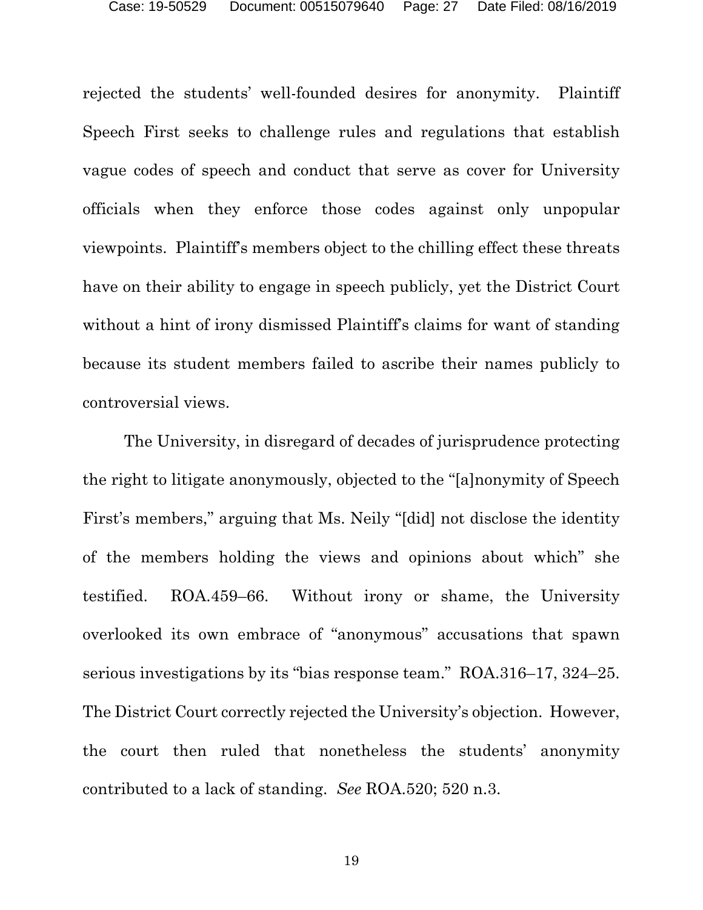rejected the students' well-founded desires for anonymity. Plaintiff Speech First seeks to challenge rules and regulations that establish vague codes of speech and conduct that serve as cover for University officials when they enforce those codes against only unpopular viewpoints. Plaintiff's members object to the chilling effect these threats have on their ability to engage in speech publicly, yet the District Court without a hint of irony dismissed Plaintiff's claims for want of standing because its student members failed to ascribe their names publicly to controversial views.

The University, in disregard of decades of jurisprudence protecting the right to litigate anonymously, objected to the "[a]nonymity of Speech First's members," arguing that Ms. Neily "[did] not disclose the identity of the members holding the views and opinions about which" she testified. ROA.459–66. Without irony or shame, the University overlooked its own embrace of "anonymous" accusations that spawn serious investigations by its "bias response team." ROA.316–17, 324–25. The District Court correctly rejected the University's objection. However, the court then ruled that nonetheless the students' anonymity contributed to a lack of standing. *See* ROA.520; 520 n.3.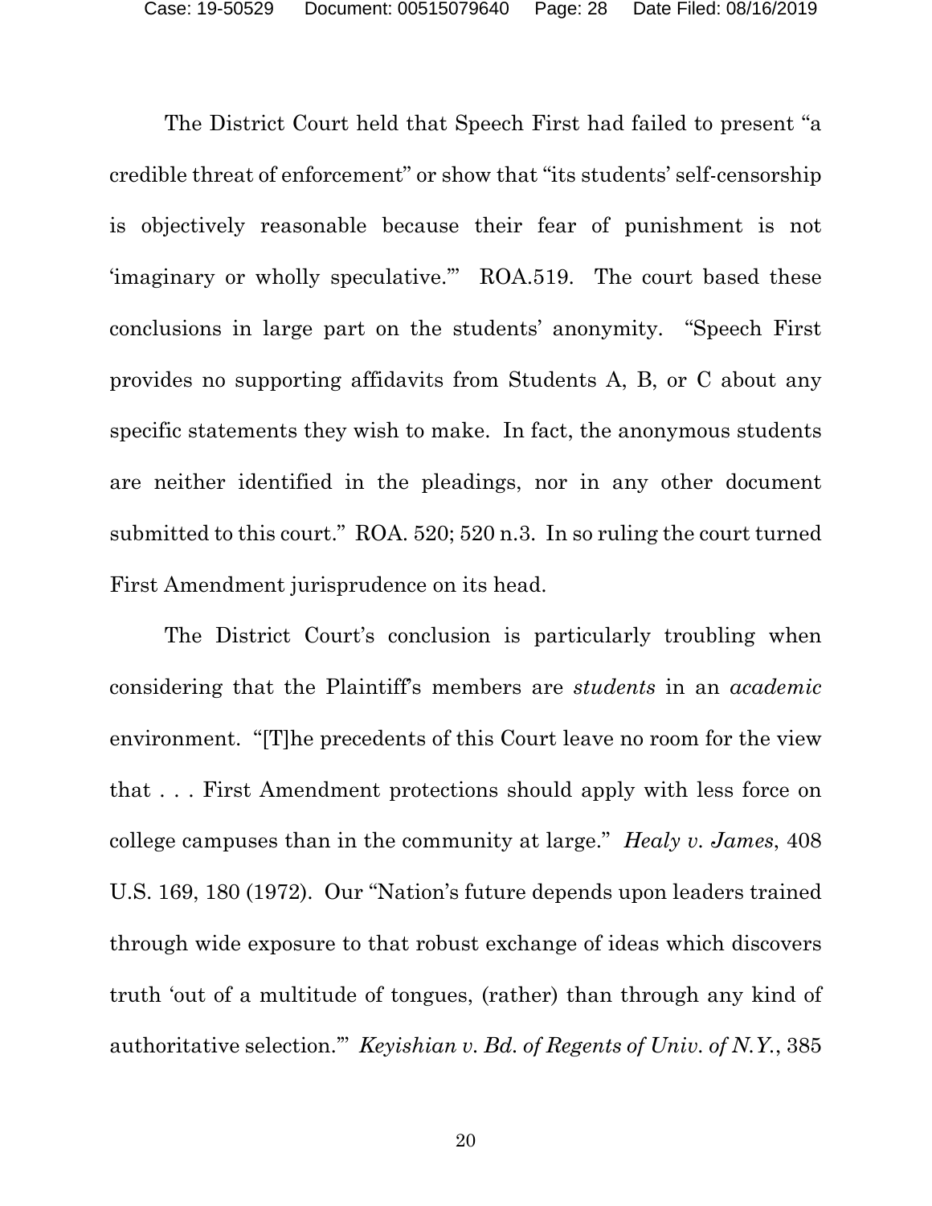The District Court held that Speech First had failed to present "a credible threat of enforcement" or show that "its students' self-censorship is objectively reasonable because their fear of punishment is not 'imaginary or wholly speculative.'" ROA.519. The court based these conclusions in large part on the students' anonymity. "Speech First provides no supporting affidavits from Students A, B, or C about any specific statements they wish to make. In fact, the anonymous students are neither identified in the pleadings, nor in any other document submitted to this court." ROA. 520; 520 n.3. In so ruling the court turned First Amendment jurisprudence on its head.

The District Court's conclusion is particularly troubling when considering that the Plaintiff's members are *students* in an *academic* environment. "[T]he precedents of this Court leave no room for the view that . . . First Amendment protections should apply with less force on college campuses than in the community at large." *Healy v. James*, 408 U.S. 169, 180 (1972). Our "Nation's future depends upon leaders trained through wide exposure to that robust exchange of ideas which discovers truth 'out of a multitude of tongues, (rather) than through any kind of authoritative selection.'" *Keyishian v. Bd. of Regents of Univ. of N.Y.*, 385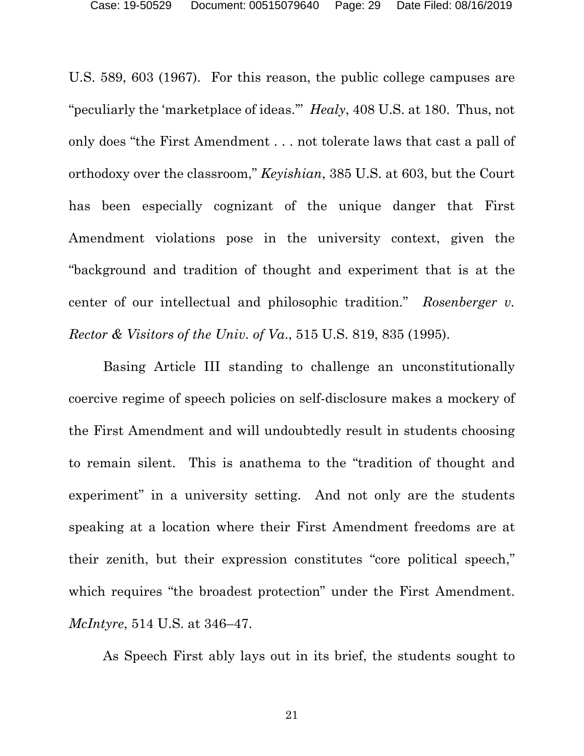U.S. 589, 603 (1967). For this reason, the public college campuses are "peculiarly the 'marketplace of ideas.'" *Healy*, 408 U.S. at 180. Thus, not only does "the First Amendment . . . not tolerate laws that cast a pall of orthodoxy over the classroom," *Keyishian*, 385 U.S. at 603, but the Court has been especially cognizant of the unique danger that First Amendment violations pose in the university context, given the "background and tradition of thought and experiment that is at the center of our intellectual and philosophic tradition." *Rosenberger v. Rector & Visitors of the Univ. of Va.*, 515 U.S. 819, 835 (1995).

Basing Article III standing to challenge an unconstitutionally coercive regime of speech policies on self-disclosure makes a mockery of the First Amendment and will undoubtedly result in students choosing to remain silent. This is anathema to the "tradition of thought and experiment" in a university setting. And not only are the students speaking at a location where their First Amendment freedoms are at their zenith, but their expression constitutes "core political speech," which requires "the broadest protection" under the First Amendment. *McIntyre*, 514 U.S. at 346–47.

As Speech First ably lays out in its brief, the students sought to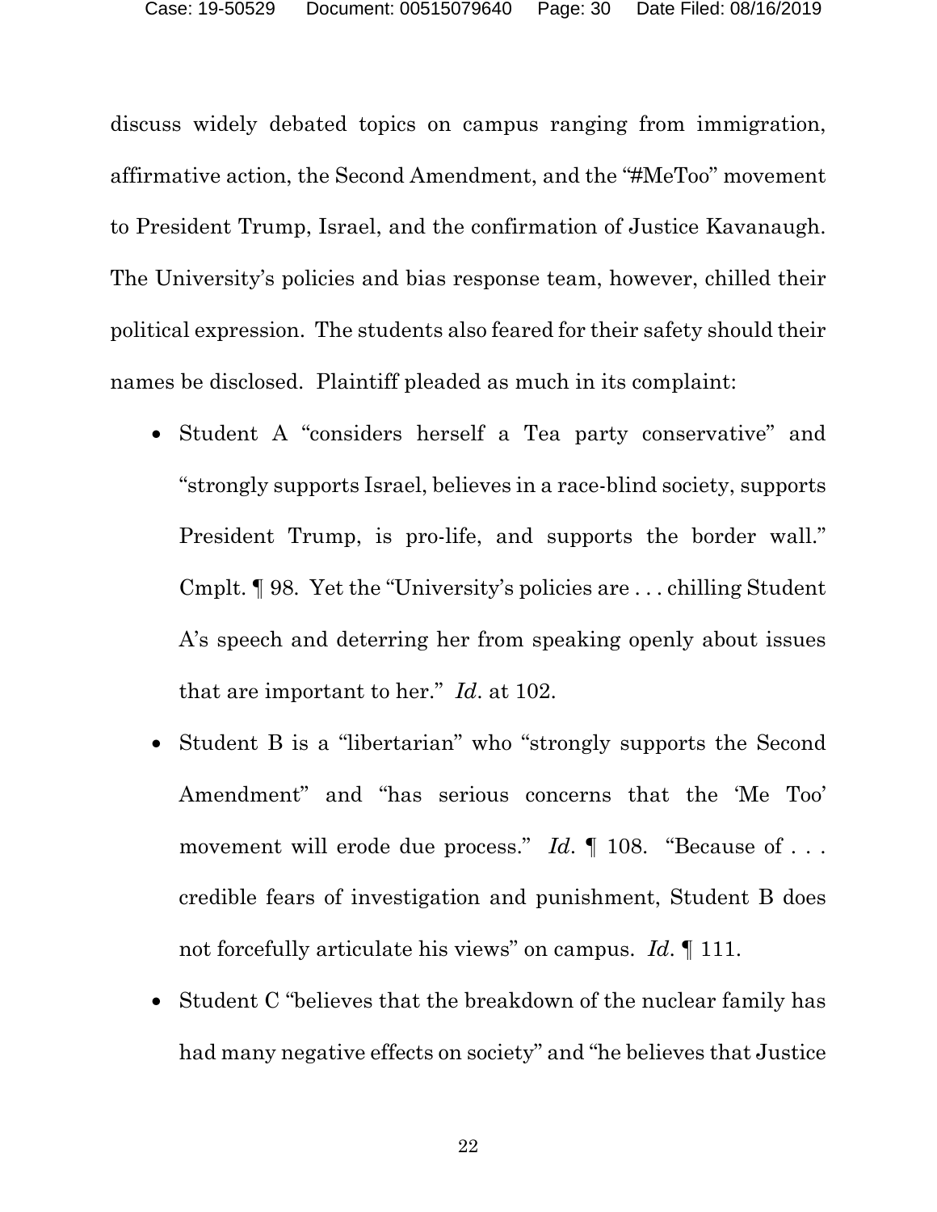discuss widely debated topics on campus ranging from immigration, affirmative action, the Second Amendment, and the "#MeToo" movement to President Trump, Israel, and the confirmation of Justice Kavanaugh. The University's policies and bias response team, however, chilled their political expression. The students also feared for their safety should their names be disclosed. Plaintiff pleaded as much in its complaint:

- Student A "considers herself a Tea party conservative" and "strongly supports Israel, believes in a race-blind society, supports President Trump, is pro-life, and supports the border wall." Cmplt. ¶ 98. Yet the "University's policies are . . . chilling Student A's speech and deterring her from speaking openly about issues that are important to her." *Id*. at 102.
- Student B is a "libertarian" who "strongly supports the Second Amendment" and "has serious concerns that the 'Me Too' movement will erode due process." *Id*. ¶ 108. "Because of . . . credible fears of investigation and punishment, Student B does not forcefully articulate his views" on campus. *Id*. ¶ 111.
- Student C "believes that the breakdown of the nuclear family has had many negative effects on society" and "he believes that Justice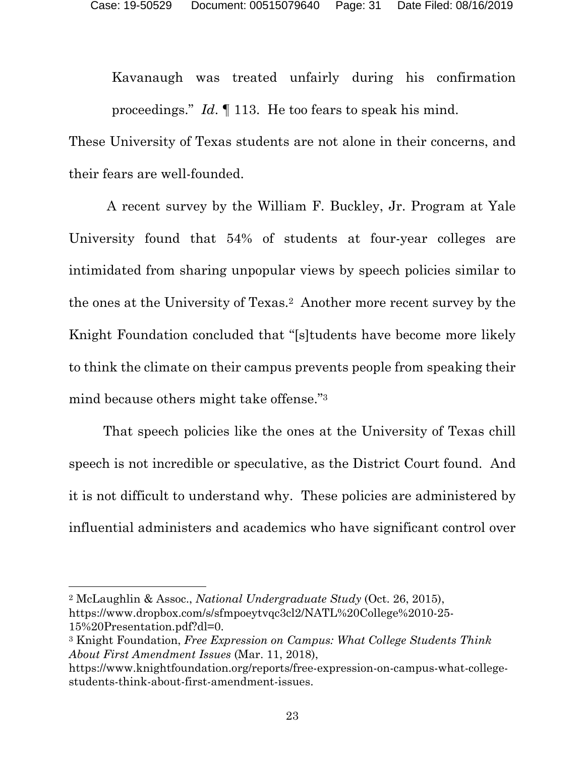> Kavanaugh was treated unfairly during his confirmation proceedings." *Id*. ¶ 113. He too fears to speak his mind.

These University of Texas students are not alone in their concerns, and their fears are well-founded.

A recent survey by the William F. Buckley, Jr. Program at Yale University found that 54% of students at four-year colleges are intimidated from sharing unpopular views by speech policies similar to the ones at the University of Texas.[2] Another more recent survey by the Knight Foundation concluded that "[s]tudents have become more likely to think the climate on their campus prevents people from speaking their mind because others might take offense."[3]

That speech policies like the ones at the University of Texas chill speech is not incredible or speculative, as the District Court found. And it is not difficult to understand why. These policies are administered by influential administers and academics who have significant control over

---

[2] McLaughlin & Assoc., *National Undergraduate Study* (Oct. 26, 2015), https://www.dropbox.com/s/sfmpoeytvqc3cl2/NATL%20College%2010-25-15%20Presentation.pdf?dl=0.

[3] Knight Foundation, *Free Expression on Campus: What College Students Think About First Amendment Issues* (Mar. 11, 2018), https://www.knightfoundation.org/reports/free-expression-on-campus-what-college-students-think-about-first-amendment-issues.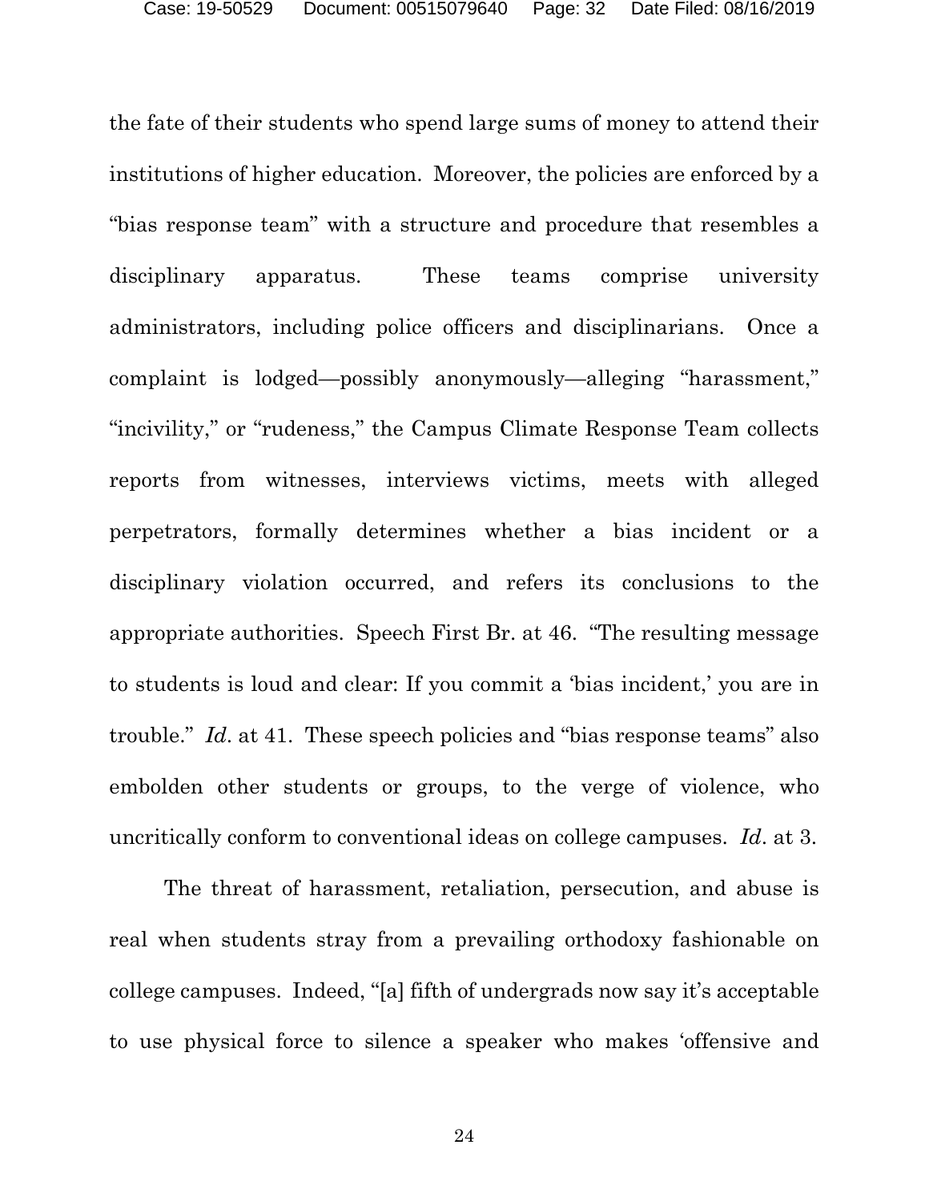the fate of their students who spend large sums of money to attend their institutions of higher education. Moreover, the policies are enforced by a "bias response team" with a structure and procedure that resembles a disciplinary apparatus. These teams comprise university administrators, including police officers and disciplinarians. Once a complaint is lodged—possibly anonymously—alleging "harassment," "incivility," or "rudeness," the Campus Climate Response Team collects reports from witnesses, interviews victims, meets with alleged perpetrators, formally determines whether a bias incident or a disciplinary violation occurred, and refers its conclusions to the appropriate authorities. Speech First Br. at 46. "The resulting message to students is loud and clear: If you commit a 'bias incident,' you are in trouble." *Id*. at 41. These speech policies and "bias response teams" also embolden other students or groups, to the verge of violence, who uncritically conform to conventional ideas on college campuses. *Id*. at 3.

The threat of harassment, retaliation, persecution, and abuse is real when students stray from a prevailing orthodoxy fashionable on college campuses. Indeed, "[a] fifth of undergrads now say it's acceptable to use physical force to silence a speaker who makes 'offensive and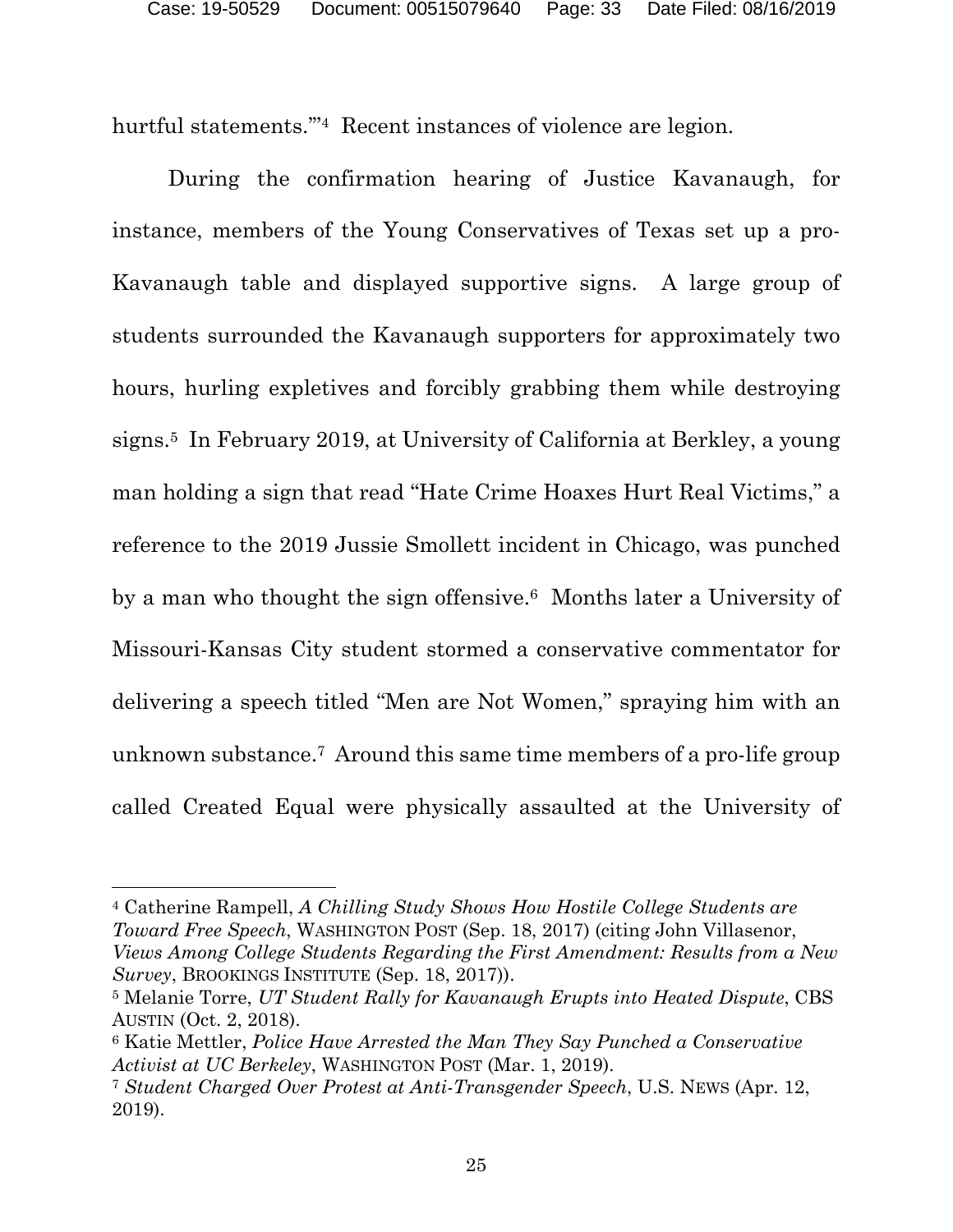hurtful statements.'"[4] Recent instances of violence are legion.

During the confirmation hearing of Justice Kavanaugh, for instance, members of the Young Conservatives of Texas set up a pro-Kavanaugh table and displayed supportive signs. A large group of students surrounded the Kavanaugh supporters for approximately two hours, hurling expletives and forcibly grabbing them while destroying signs.[5] In February 2019, at University of California at Berkley, a young man holding a sign that read "Hate Crime Hoaxes Hurt Real Victims," a reference to the 2019 Jussie Smollett incident in Chicago, was punched by a man who thought the sign offensive.[6] Months later a University of Missouri-Kansas City student stormed a conservative commentator for delivering a speech titled "Men are Not Women," spraying him with an unknown substance.[7] Around this same time members of a pro-life group called Created Equal were physically assaulted at the University of

---

[4] Catherine Rampell, *A Chilling Study Shows How Hostile College Students are Toward Free Speech*, WASHINGTON POST (Sep. 18, 2017) (citing John Villasenor, *Views Among College Students Regarding the First Amendment: Results from a New Survey*, BROOKINGS INSTITUTE (Sep. 18, 2017)).

[5] Melanie Torre, *UT Student Rally for Kavanaugh Erupts into Heated Dispute*, CBS AUSTIN (Oct. 2, 2018).

[6] Katie Mettler, *Police Have Arrested the Man They Say Punched a Conservative Activist at UC Berkeley*, WASHINGTON POST (Mar. 1, 2019).

[7] *Student Charged Over Protest at Anti-Transgender Speech*, U.S. NEWS (Apr. 12, 2019).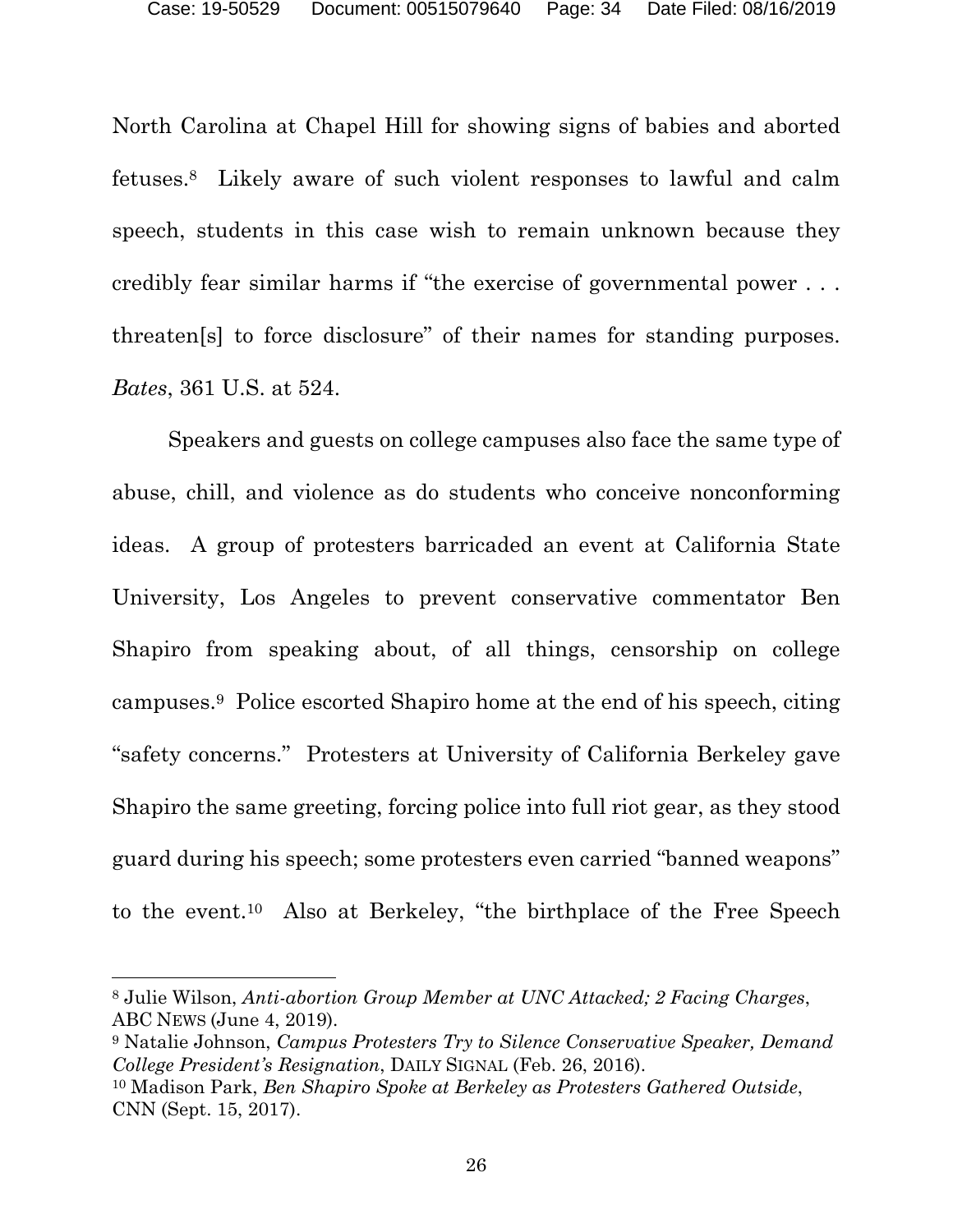North Carolina at Chapel Hill for showing signs of babies and aborted fetuses.[8] Likely aware of such violent responses to lawful and calm speech, students in this case wish to remain unknown because they credibly fear similar harms if "the exercise of governmental power . . . threaten[s] to force disclosure" of their names for standing purposes. *Bates*, 361 U.S. at 524.

Speakers and guests on college campuses also face the same type of abuse, chill, and violence as do students who conceive nonconforming ideas. A group of protesters barricaded an event at California State University, Los Angeles to prevent conservative commentator Ben Shapiro from speaking about, of all things, censorship on college campuses.[9] Police escorted Shapiro home at the end of his speech, citing "safety concerns." Protesters at University of California Berkeley gave Shapiro the same greeting, forcing police into full riot gear, as they stood guard during his speech; some protesters even carried "banned weapons" to the event.[10] Also at Berkeley, "the birthplace of the Free Speech

---

[8] Julie Wilson, *Anti-abortion Group Member at UNC Attacked; 2 Facing Charges*, ABC NEWS (June 4, 2019).

[9] Natalie Johnson, *Campus Protesters Try to Silence Conservative Speaker, Demand College President's Resignation*, DAILY SIGNAL (Feb. 26, 2016).

[10] Madison Park, *Ben Shapiro Spoke at Berkeley as Protesters Gathered Outside*, CNN (Sept. 15, 2017).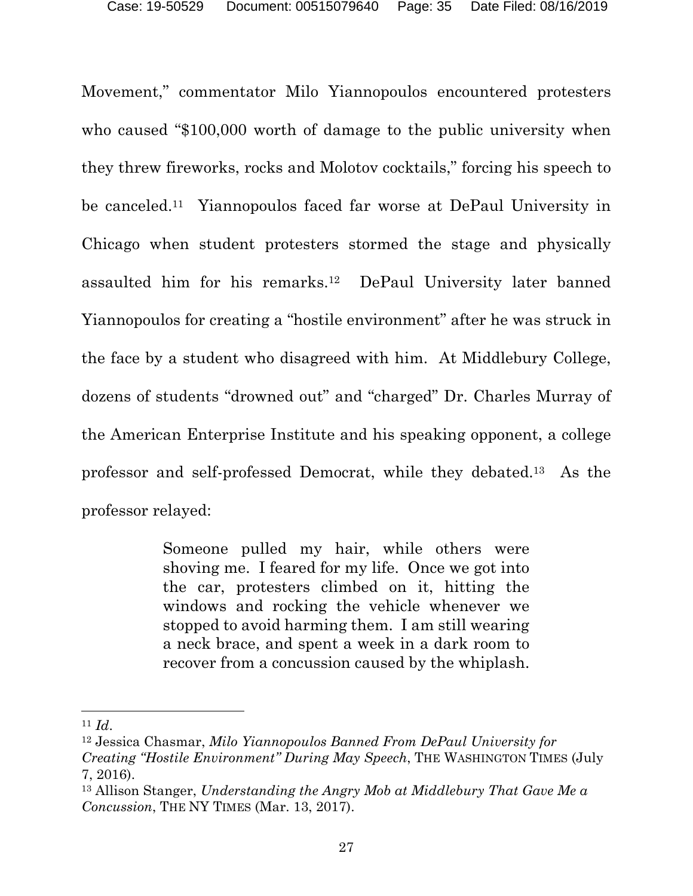Movement," commentator Milo Yiannopoulos encountered protesters who caused "$100,000 worth of damage to the public university when they threw fireworks, rocks and Molotov cocktails," forcing his speech to be canceled.[11] Yiannopoulos faced far worse at DePaul University in Chicago when student protesters stormed the stage and physically assaulted him for his remarks.[12] DePaul University later banned Yiannopoulos for creating a "hostile environment" after he was struck in the face by a student who disagreed with him. At Middlebury College, dozens of students "drowned out" and "charged" Dr. Charles Murray of the American Enterprise Institute and his speaking opponent, a college professor and self-professed Democrat, while they debated.[13] As the professor relayed:

> Someone pulled my hair, while others were shoving me. I feared for my life. Once we got into the car, protesters climbed on it, hitting the windows and rocking the vehicle whenever we stopped to avoid harming them. I am still wearing a neck brace, and spent a week in a dark room to recover from a concussion caused by the whiplash.

---

[11] *Id*.

[12] Jessica Chasmar, *Milo Yiannopoulos Banned From DePaul University for Creating "Hostile Environment" During May Speech*, THE WASHINGTON TIMES (July 7, 2016).

[13] Allison Stanger, *Understanding the Angry Mob at Middlebury That Gave Me a Concussion*, THE NY TIMES (Mar. 13, 2017).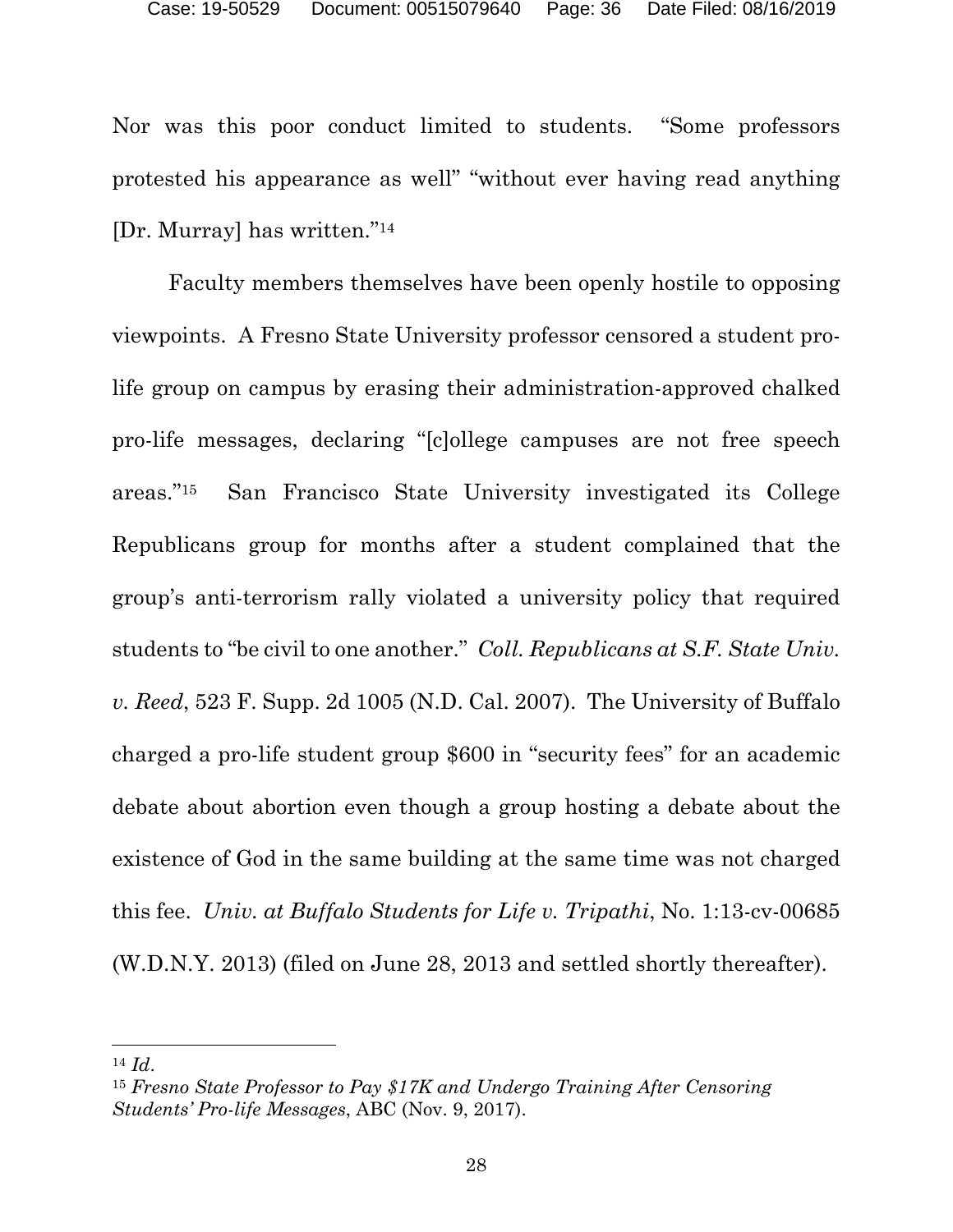Nor was this poor conduct limited to students. "Some professors protested his appearance as well" "without ever having read anything [Dr. Murray] has written."[14]

Faculty members themselves have been openly hostile to opposing viewpoints. A Fresno State University professor censored a student pro-life group on campus by erasing their administration-approved chalked pro-life messages, declaring "[c]ollege campuses are not free speech areas."[15] San Francisco State University investigated its College Republicans group for months after a student complained that the group's anti-terrorism rally violated a university policy that required students to "be civil to one another." *Coll. Republicans at S.F. State Univ. v. Reed*, 523 F. Supp. 2d 1005 (N.D. Cal. 2007). The University of Buffalo charged a pro-life student group $600 in "security fees" for an academic debate about abortion even though a group hosting a debate about the existence of God in the same building at the same time was not charged this fee. *Univ. at Buffalo Students for Life v. Tripathi*, No. 1:13-cv-00685 (W.D.N.Y. 2013) (filed on June 28, 2013 and settled shortly thereafter).

---

[14] *Id*.

[15] *Fresno State Professor to Pay $17K and Undergo Training After Censoring Students' Pro-life Messages*, ABC (Nov. 9, 2017).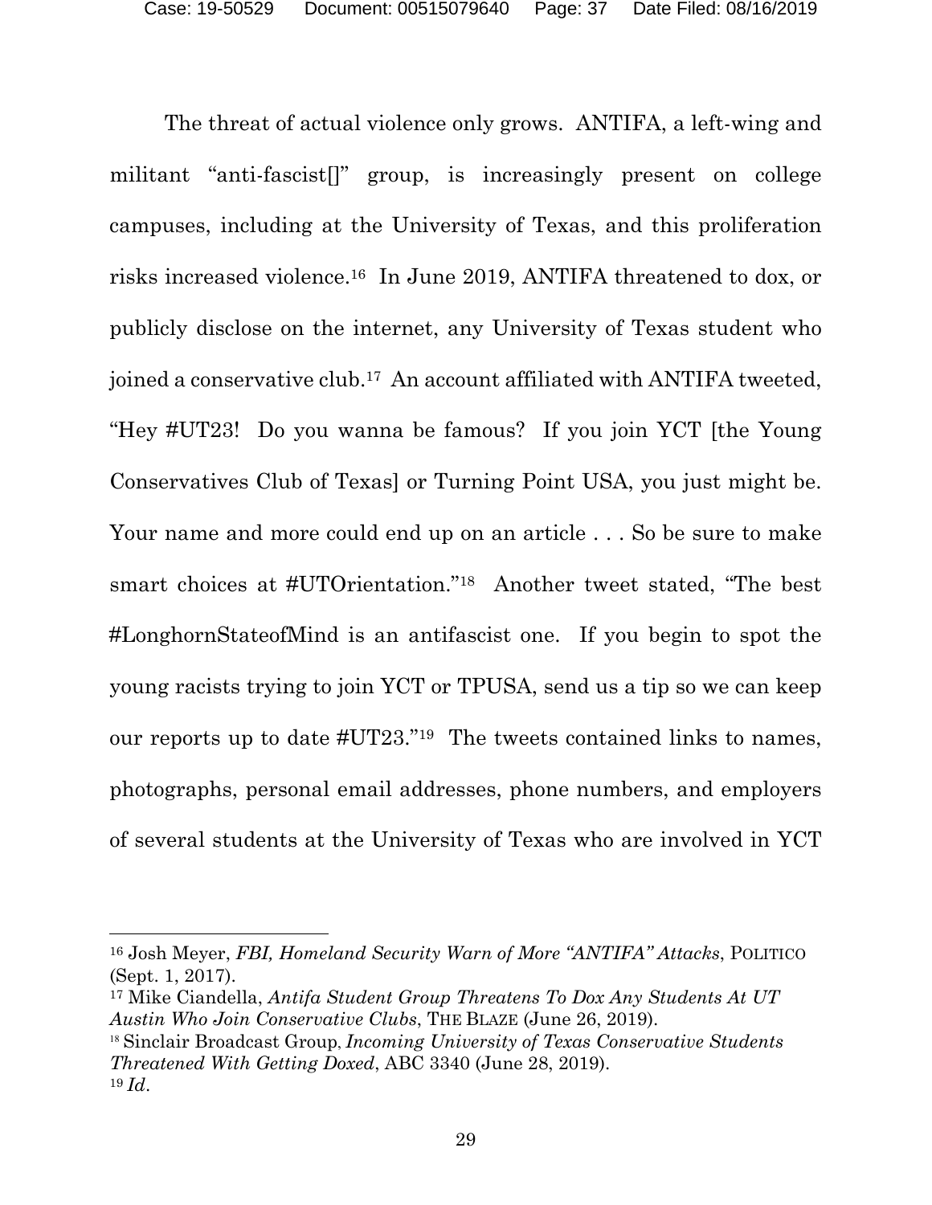The threat of actual violence only grows. ANTIFA, a left-wing and militant "anti-fascist[]" group, is increasingly present on college campuses, including at the University of Texas, and this proliferation risks increased violence.[16] In June 2019, ANTIFA threatened to dox, or publicly disclose on the internet, any University of Texas student who joined a conservative club.[17] An account affiliated with ANTIFA tweeted, "Hey #UT23! Do you wanna be famous? If you join YCT [the Young Conservatives Club of Texas] or Turning Point USA, you just might be. Your name and more could end up on an article . . . So be sure to make smart choices at #UTOrientation."[18] Another tweet stated, "The best #LonghornStateofMind is an antifascist one. If you begin to spot the young racists trying to join YCT or TPUSA, send us a tip so we can keep our reports up to date #UT23."[19] The tweets contained links to names, photographs, personal email addresses, phone numbers, and employers of several students at the University of Texas who are involved in YCT

---

[16] Josh Meyer, *FBI, Homeland Security Warn of More "ANTIFA" Attacks*, POLITICO (Sept. 1, 2017).

[17] Mike Ciandella, *Antifa Student Group Threatens To Dox Any Students At UT Austin Who Join Conservative Clubs*, THE BLAZE (June 26, 2019).

[18] Sinclair Broadcast Group, *Incoming University of Texas Conservative Students Threatened With Getting Doxed*, ABC 3340 (June 28, 2019).

[19] *Id*.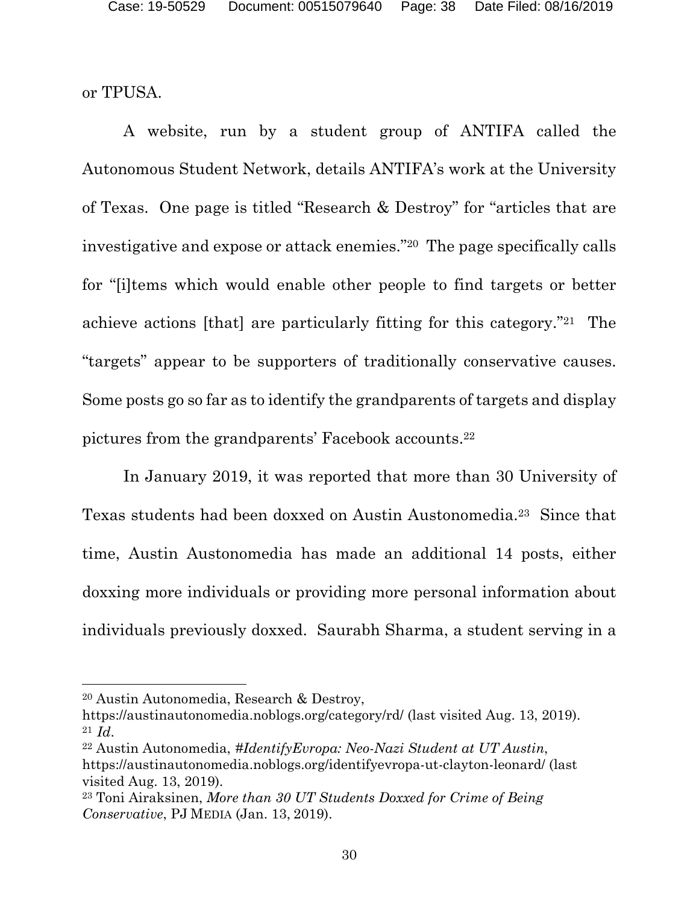or TPUSA.

A website, run by a student group of ANTIFA called the Autonomous Student Network, details ANTIFA's work at the University of Texas. One page is titled "Research & Destroy" for "articles that are investigative and expose or attack enemies."[20] The page specifically calls for "[i]tems which would enable other people to find targets or better achieve actions [that] are particularly fitting for this category."[21] The "targets" appear to be supporters of traditionally conservative causes. Some posts go so far as to identify the grandparents of targets and display pictures from the grandparents' Facebook accounts.[22]

In January 2019, it was reported that more than 30 University of Texas students had been doxxed on Austin Austonomedia.[23] Since that time, Austin Austonomedia has made an additional 14 posts, either doxxing more individuals or providing more personal information about individuals previously doxxed. Saurabh Sharma, a student serving in a

---

[20] Austin Autonomedia, Research & Destroy, https://austinautonomedia.noblogs.org/category/rd/ (last visited Aug. 13, 2019).

[21] *Id*.

[22] Austin Autonomedia, *#IdentifyEvropa: Neo-Nazi Student at UT Austin*, https://austinautonomedia.noblogs.org/identifyevropa-ut-clayton-leonard/ (last visited Aug. 13, 2019).

[23] Toni Airaksinen, *More than 30 UT Students Doxxed for Crime of Being Conservative*, PJ MEDIA (Jan. 13, 2019).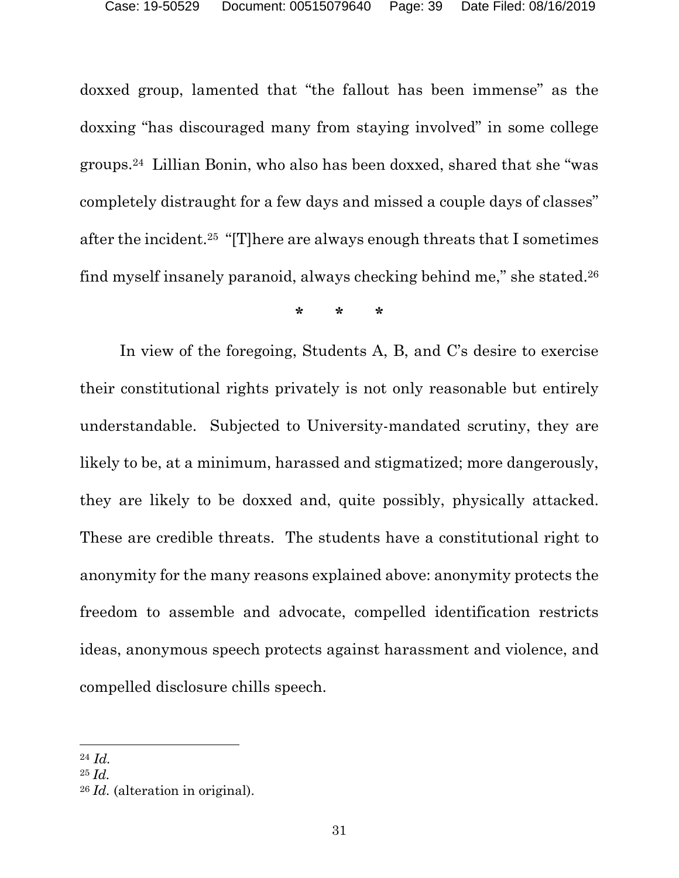doxxed group, lamented that "the fallout has been immense" as the doxxing "has discouraged many from staying involved" in some college groups.[24] Lillian Bonin, who also has been doxxed, shared that she "was completely distraught for a few days and missed a couple days of classes" after the incident.[25] "[T]here are always enough threats that I sometimes find myself insanely paranoid, always checking behind me," she stated.[26]

\* \* \*

In view of the foregoing, Students A, B, and C's desire to exercise their constitutional rights privately is not only reasonable but entirely understandable. Subjected to University-mandated scrutiny, they are likely to be, at a minimum, harassed and stigmatized; more dangerously, they are likely to be doxxed and, quite possibly, physically attacked. These are credible threats. The students have a constitutional right to anonymity for the many reasons explained above: anonymity protects the freedom to assemble and advocate, compelled identification restricts ideas, anonymous speech protects against harassment and violence, and compelled disclosure chills speech.

---

[24] *Id.*

[25] *Id.*

[26] *Id.* (alteration in original).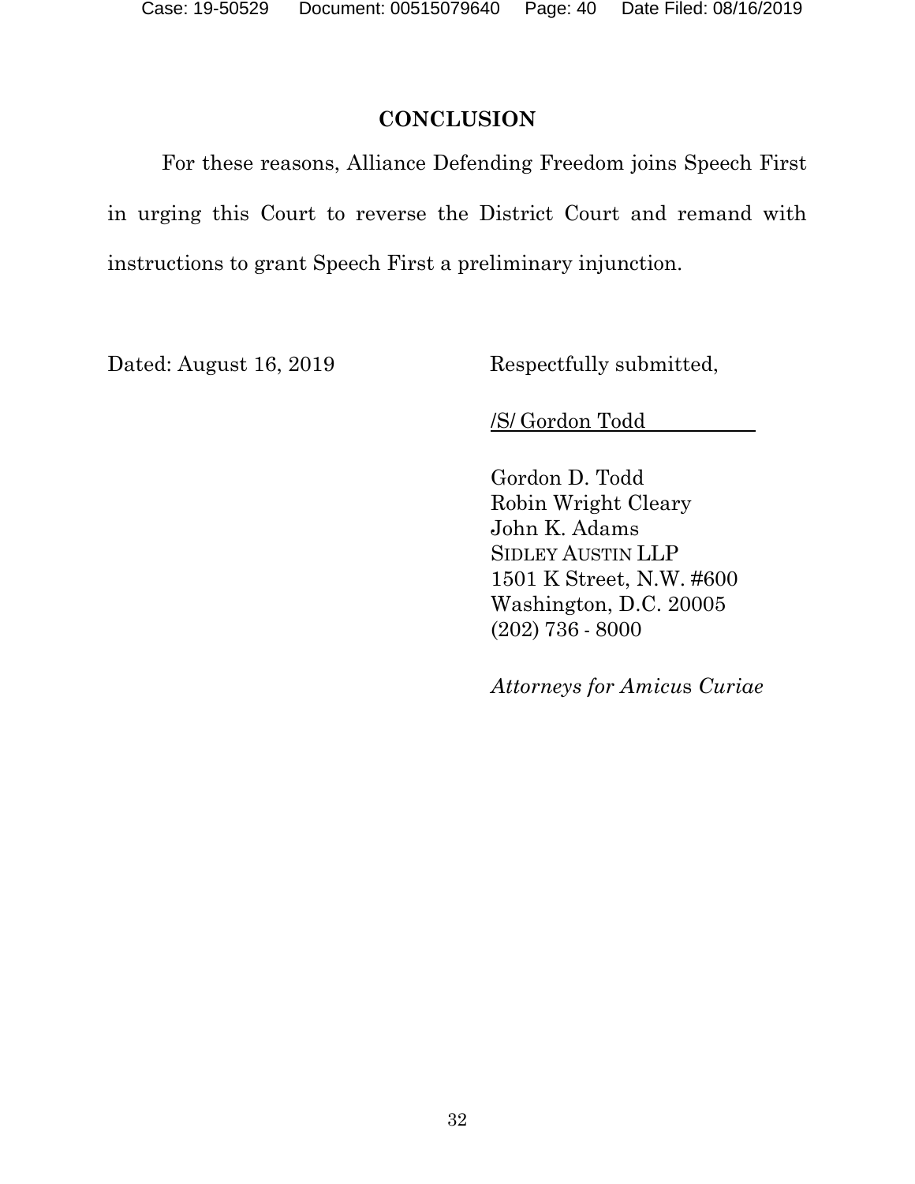## CONCLUSION

For these reasons, Alliance Defending Freedom joins Speech First in urging this Court to reverse the District Court and remand with instructions to grant Speech First a preliminary injunction.

Dated: August 16, 2019

Respectfully submitted,

/S/ Gordon Todd

Gordon D. Todd
Robin Wright Cleary
John K. Adams
SIDLEY AUSTIN LLP
1501 K Street, N.W. #600
Washington, D.C. 20005
(202) 736 - 8000

*Attorneys for Amicus Curiae*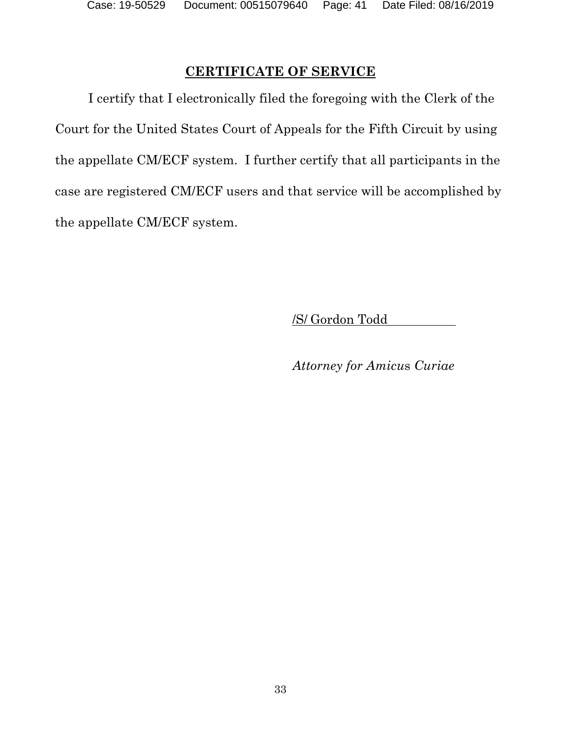## **CERTIFICATE OF SERVICE**

I certify that I electronically filed the foregoing with the Clerk of the Court for the United States Court of Appeals for the Fifth Circuit by using the appellate CM/ECF system. I further certify that all participants in the case are registered CM/ECF users and that service will be accomplished by the appellate CM/ECF system.

/S/ Gordon Todd

*Attorney for Amicus Curiae*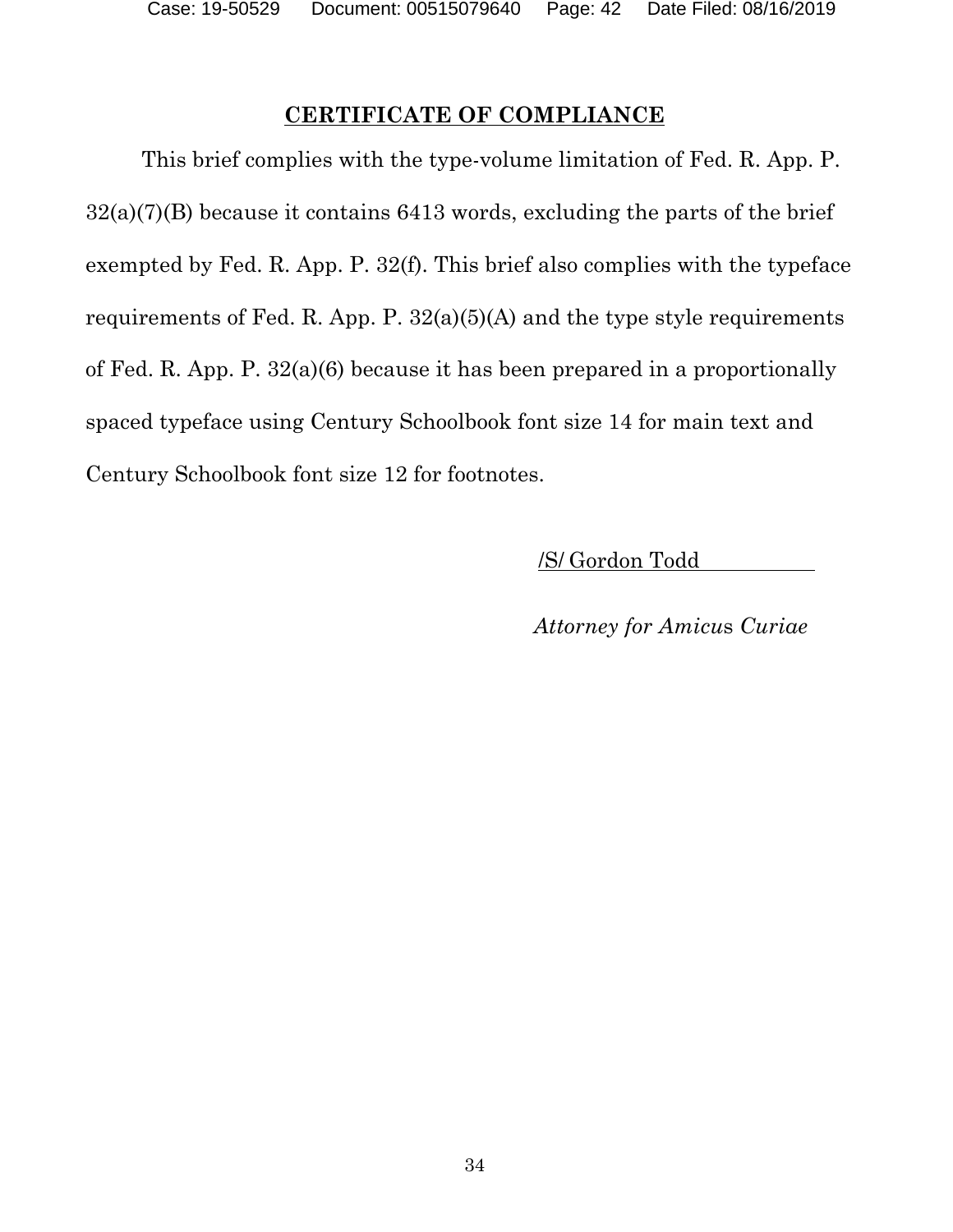# **CERTIFICATE OF COMPLIANCE**

This brief complies with the type-volume limitation of Fed. R. App. P. 32(a)(7)(B) because it contains 6413 words, excluding the parts of the brief exempted by Fed. R. App. P. 32(f). This brief also complies with the typeface requirements of Fed. R. App. P. 32(a)(5)(A) and the type style requirements of Fed. R. App. P. 32(a)(6) because it has been prepared in a proportionally spaced typeface using Century Schoolbook font size 14 for main text and Century Schoolbook font size 12 for footnotes.

/S/ Gordon Todd

*Attorney for Amicus Curiae*